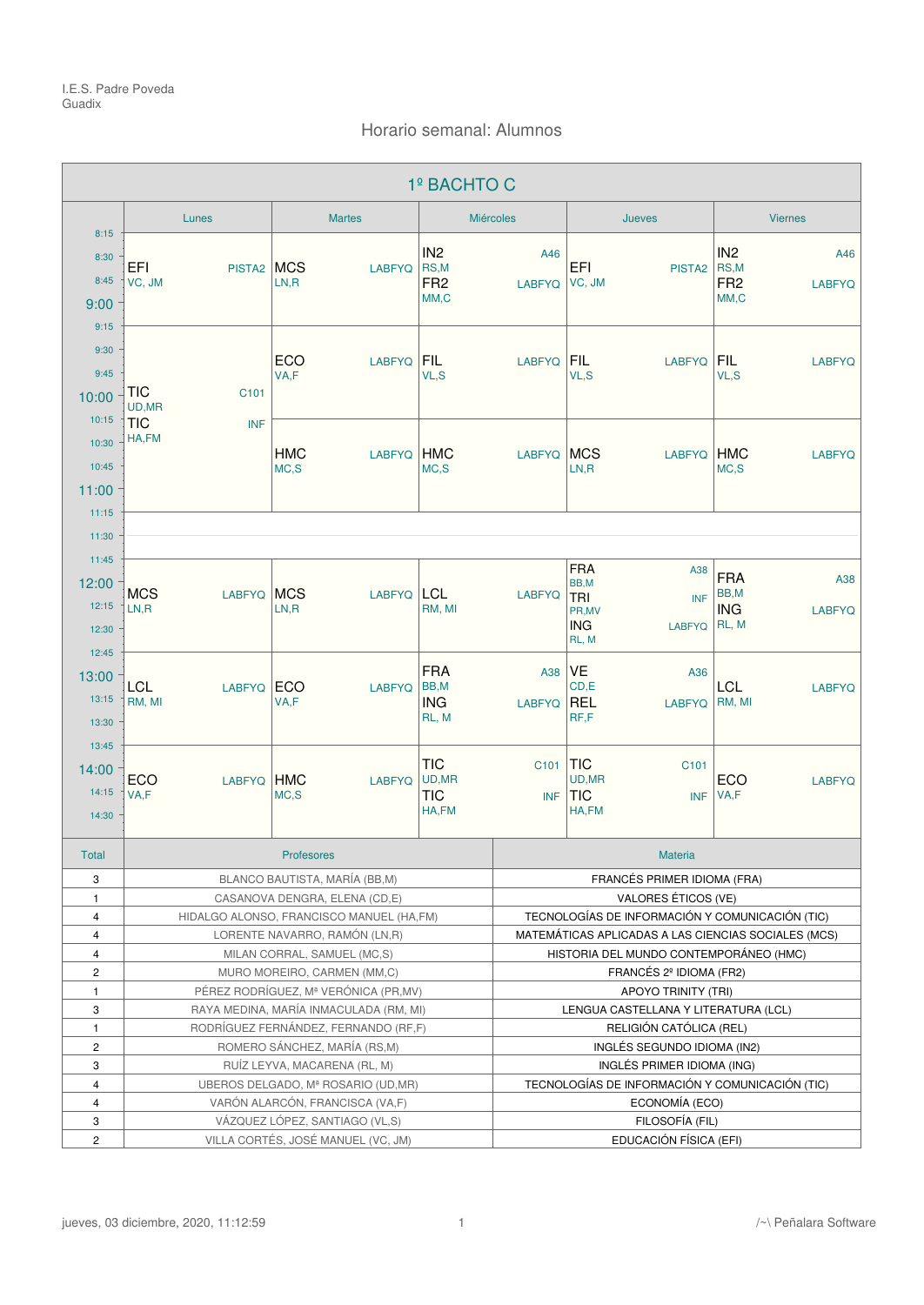I.E.S. Padre Poveda
Guadix

## Horario semanal: Alumnos

### 1º BACHTO C

| Hora | Lunes | Martes | Miércoles | Jueves | Viernes |
|---|---|---|---|---|---|
| 8:15 – 9:15 | EFI (VC, JM) PISTA2 | MCS (LN,R) LABFYQ | IN2 (RS,M) A46 / FR2 (MM,C) LABFYQ | EFI (VC, JM) PISTA2 | IN2 (RS,M) A46 / FR2 (MM,C) LABFYQ |
| 9:15 – 10:15 | TIC (UD,MR) C101 / TIC (HA,FM) INF | ECO (VA,F) LABFYQ | FIL (VL,S) LABFYQ | FIL (VL,S) LABFYQ | FIL (VL,S) LABFYQ |
| 10:15 – 11:15 | | HMC (MC,S) LABFYQ | HMC (MC,S) LABFYQ | MCS (LN,R) LABFYQ | HMC (MC,S) LABFYQ |
| 11:15 – 11:45 | | | | | |
| 11:45 – 12:45 | MCS (LN,R) LABFYQ | MCS (LN,R) LABFYQ | LCL (RM, MI) LABFYQ | FRA (BB,M) A38 / TRI (PR,MV) INF / ING (RL, M) LABFYQ | FRA (BB,M) A38 / ING (RL, M) LABFYQ |
| 12:45 – 13:45 | LCL (RM, MI) LABFYQ | ECO (VA,F) LABFYQ | FRA (BB,M) A38 / ING (RL, M) LABFYQ | VE (CD,E) A36 / REL (RF,F) LABFYQ | LCL (RM, MI) LABFYQ |
| 13:45 – 14:45 | ECO (VA,F) LABFYQ | HMC (MC,S) LABFYQ | TIC (UD,MR) C101 / TIC (HA,FM) INF | TIC (UD,MR) C101 / TIC (HA,FM) INF | ECO (VA,F) LABFYQ |

| Total | Profesores | Materia |
|---|---|---|
| 3 | BLANCO BAUTISTA, MARÍA (BB,M) | FRANCÉS PRIMER IDIOMA (FRA) |
| 1 | CASANOVA DENGRA, ELENA (CD,E) | VALORES ÉTICOS (VE) |
| 4 | HIDALGO ALONSO, FRANCISCO MANUEL (HA,FM) | TECNOLOGÍAS DE INFORMACIÓN Y COMUNICACIÓN (TIC) |
| 4 | LORENTE NAVARRO, RAMÓN (LN,R) | MATEMÁTICAS APLICADAS A LAS CIENCIAS SOCIALES (MCS) |
| 4 | MILAN CORRAL, SAMUEL (MC,S) | HISTORIA DEL MUNDO CONTEMPORÁNEO (HMC) |
| 2 | MURO MOREIRO, CARMEN (MM,C) | FRANCÉS 2º IDIOMA (FR2) |
| 1 | PÉREZ RODRÍGUEZ, Mª VERÓNICA (PR,MV) | APOYO TRINITY (TRI) |
| 3 | RAYA MEDINA, MARÍA INMACULADA (RM, MI) | LENGUA CASTELLANA Y LITERATURA (LCL) |
| 1 | RODRÍGUEZ FERNÁNDEZ, FERNANDO (RF,F) | RELIGIÓN CATÓLICA (REL) |
| 2 | ROMERO SÁNCHEZ, MARÍA (RS,M) | INGLÉS SEGUNDO IDIOMA (IN2) |
| 3 | RUÍZ LEYVA, MACARENA (RL, M) | INGLÉS PRIMER IDIOMA (ING) |
| 4 | UBEROS DELGADO, Mª ROSARIO (UD,MR) | TECNOLOGÍAS DE INFORMACIÓN Y COMUNICACIÓN (TIC) |
| 4 | VARÓN ALARCÓN, FRANCISCA (VA,F) | ECONOMÍA (ECO) |
| 3 | VÁZQUEZ LÓPEZ, SANTIAGO (VL,S) | FILOSOFÍA (FIL) |
| 2 | VILLA CORTÉS, JOSÉ MANUEL (VC, JM) | EDUCACIÓN FÍSICA (EFI) |

jueves, 03 diciembre, 2020, 11:12:59 — /~\ Peñalara Software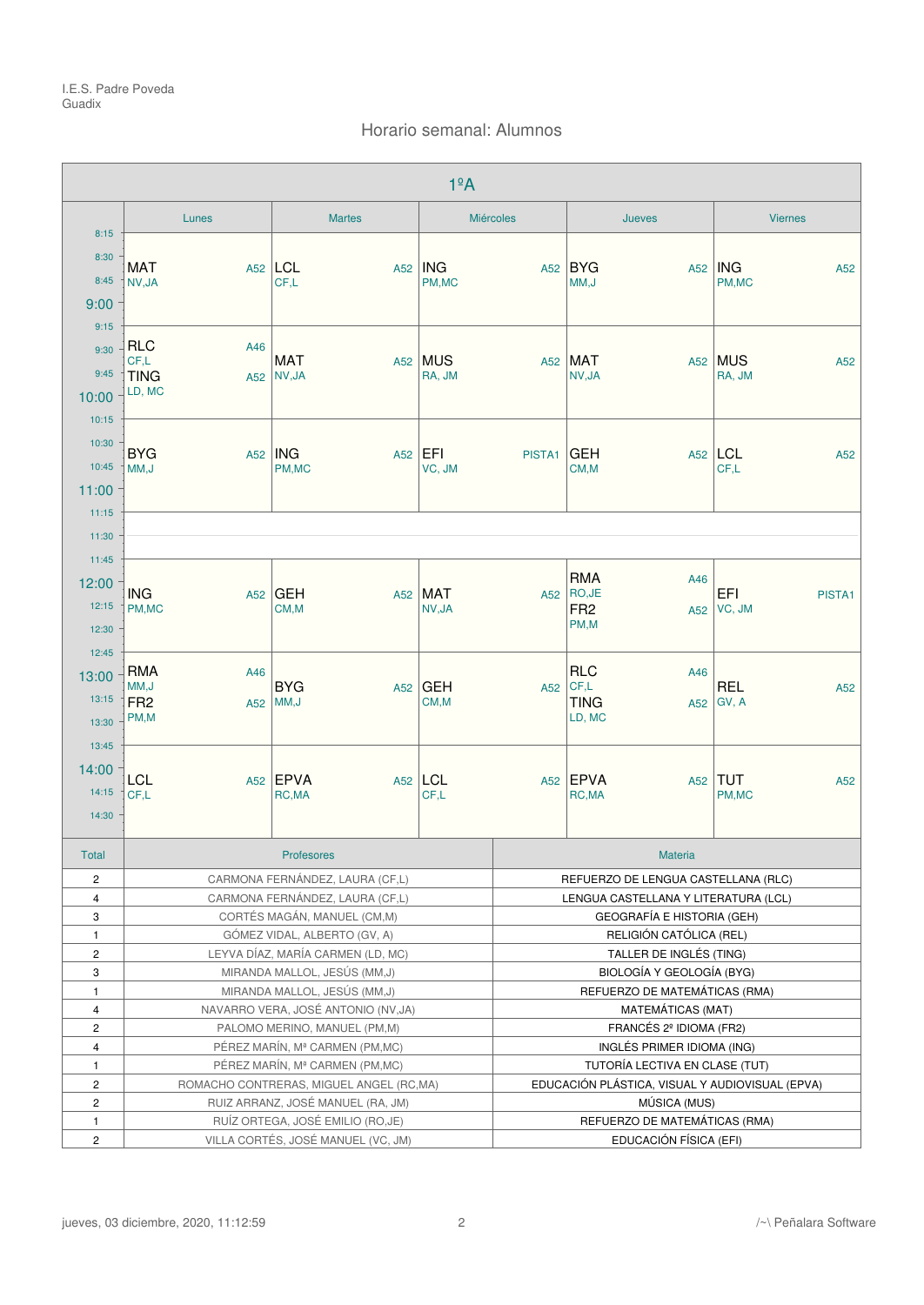I.E.S. Padre Poveda
Guadix

# Horario semanal: Alumnos

## 1ºA

| Hora | Lunes | Martes | Miércoles | Jueves | Viernes |
|---|---|---|---|---|---|
| 8:15 – 9:15 | MAT A52 NV,JA | LCL A52 CF,L | ING A52 PM,MC | BYG A52 MM,J | ING A52 PM,MC |
| 9:15 – 10:15 | RLC A46 CF,L / TING A52 LD, MC | MAT A52 NV,JA | MUS A52 RA, JM | MAT A52 NV,JA | MUS A52 RA, JM |
| 10:15 – 11:15 | BYG A52 MM,J | ING A52 PM,MC | EFI PISTA1 VC, JM | GEH A52 CM,M | LCL A52 CF,L |
| 11:15 – 11:45 | | | | | |
| 11:45 – 12:45 | ING A52 PM,MC | GEH A52 CM,M | MAT A52 NV,JA | RMA A46 RO,JE / FR2 A52 PM,M | EFI PISTA1 VC, JM |
| 12:45 – 13:45 | RMA A46 MM,J / FR2 A52 PM,M | BYG A52 MM,J | GEH A52 CM,M | RLC A46 CF,L / TING A52 LD, MC | REL A52 GV, A |
| 13:45 – 14:45 | LCL A52 CF,L | EPVA A52 RC,MA | LCL A52 CF,L | EPVA A52 RC,MA | TUT A52 PM,MC |

| Total | Profesores | Materia |
|---|---|---|
| 2 | CARMONA FERNÁNDEZ, LAURA (CF,L) | REFUERZO DE LENGUA CASTELLANA (RLC) |
| 4 | CARMONA FERNÁNDEZ, LAURA (CF,L) | LENGUA CASTELLANA Y LITERATURA (LCL) |
| 3 | CORTÉS MAGÁN, MANUEL (CM,M) | GEOGRAFÍA E HISTORIA (GEH) |
| 1 | GÓMEZ VIDAL, ALBERTO (GV, A) | RELIGIÓN CATÓLICA (REL) |
| 2 | LEYVA DÍAZ, MARÍA CARMEN (LD, MC) | TALLER DE INGLÉS (TING) |
| 3 | MIRANDA MALLOL, JESÚS (MM,J) | BIOLOGÍA Y GEOLOGÍA (BYG) |
| 1 | MIRANDA MALLOL, JESÚS (MM,J) | REFUERZO DE MATEMÁTICAS (RMA) |
| 4 | NAVARRO VERA, JOSÉ ANTONIO (NV,JA) | MATEMÁTICAS (MAT) |
| 2 | PALOMO MERINO, MANUEL (PM,M) | FRANCÉS 2º IDIOMA (FR2) |
| 4 | PÉREZ MARÍN, Mª CARMEN (PM,MC) | INGLÉS PRIMER IDIOMA (ING) |
| 1 | PÉREZ MARÍN, Mª CARMEN (PM,MC) | TUTORÍA LECTIVA EN CLASE (TUT) |
| 2 | ROMACHO CONTRERAS, MIGUEL ANGEL (RC,MA) | EDUCACIÓN PLÁSTICA, VISUAL Y AUDIOVISUAL (EPVA) |
| 2 | RUIZ ARRANZ, JOSÉ MANUEL (RA, JM) | MÚSICA (MUS) |
| 1 | RUÍZ ORTEGA, JOSÉ EMILIO (RO,JE) | REFUERZO DE MATEMÁTICAS (RMA) |
| 2 | VILLA CORTÉS, JOSÉ MANUEL (VC, JM) | EDUCACIÓN FÍSICA (EFI) |

jueves, 03 diciembre, 2020, 11:12:59 — /~\ Peñalara Software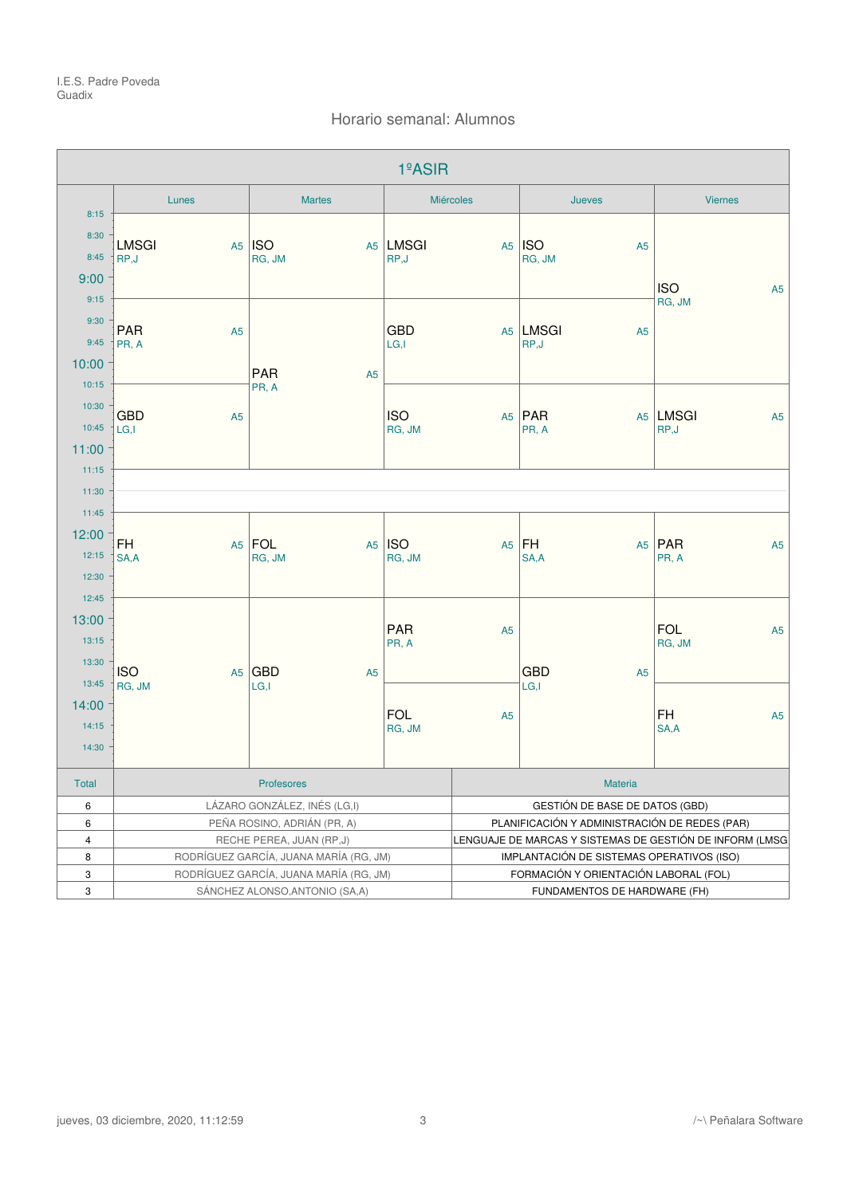I.E.S. Padre Poveda
Guadix

## Horario semanal: Alumnos

### 1ºASIR

| Hora | Lunes | Martes | Miércoles | Jueves | Viernes |
|---|---|---|---|---|---|
| 8:15 - 9:15 | LMSGI A5 RP,J | ISO A5 RG, JM | LMSGI A5 RP,J | ISO A5 RG, JM | ISO A5 RG, JM (8:15 - 10:15) |
| 9:15 - 10:15 | PAR A5 PR, A | PAR A5 PR, A (9:15 - 11:15) | GBD A5 LG,I | LMSGI A5 RP,J | |
| 10:15 - 11:15 | GBD A5 LG,I | | ISO A5 RG, JM | PAR A5 PR, A | LMSGI A5 RP,J |
| 11:15 - 11:45 | | | | | |
| 11:45 - 12:45 | FH A5 SA,A | FOL A5 RG, JM | ISO A5 RG, JM | FH A5 SA,A | PAR A5 PR, A |
| 12:45 - 13:45 | ISO A5 RG, JM (12:45 - 14:45) | GBD A5 LG,I (12:45 - 14:45) | PAR A5 PR, A | GBD A5 LG,I (12:45 - 14:45) | FOL A5 RG, JM |
| 13:45 - 14:45 | | | FOL A5 RG, JM | | FH A5 SA,A |

| Total | Profesores | Materia |
|---|---|---|
| 6 | LÁZARO GONZÁLEZ, INÉS (LG,I) | GESTIÓN DE BASE DE DATOS (GBD) |
| 6 | PEÑA ROSINO, ADRIÁN (PR, A) | PLANIFICACIÓN Y ADMINISTRACIÓN DE REDES (PAR) |
| 4 | RECHE PEREA, JUAN (RP,J) | LENGUAJE DE MARCAS Y SISTEMAS DE GESTIÓN DE INFORM (LMSG |
| 8 | RODRÍGUEZ GARCÍA, JUANA MARÍA (RG, JM) | IMPLANTACIÓN DE SISTEMAS OPERATIVOS (ISO) |
| 3 | RODRÍGUEZ GARCÍA, JUANA MARÍA (RG, JM) | FORMACIÓN Y ORIENTACIÓN LABORAL (FOL) |
| 3 | SÁNCHEZ ALONSO,ANTONIO (SA,A) | FUNDAMENTOS DE HARDWARE (FH) |

jueves, 03 diciembre, 2020, 11:12:59 — /~\ Peñalara Software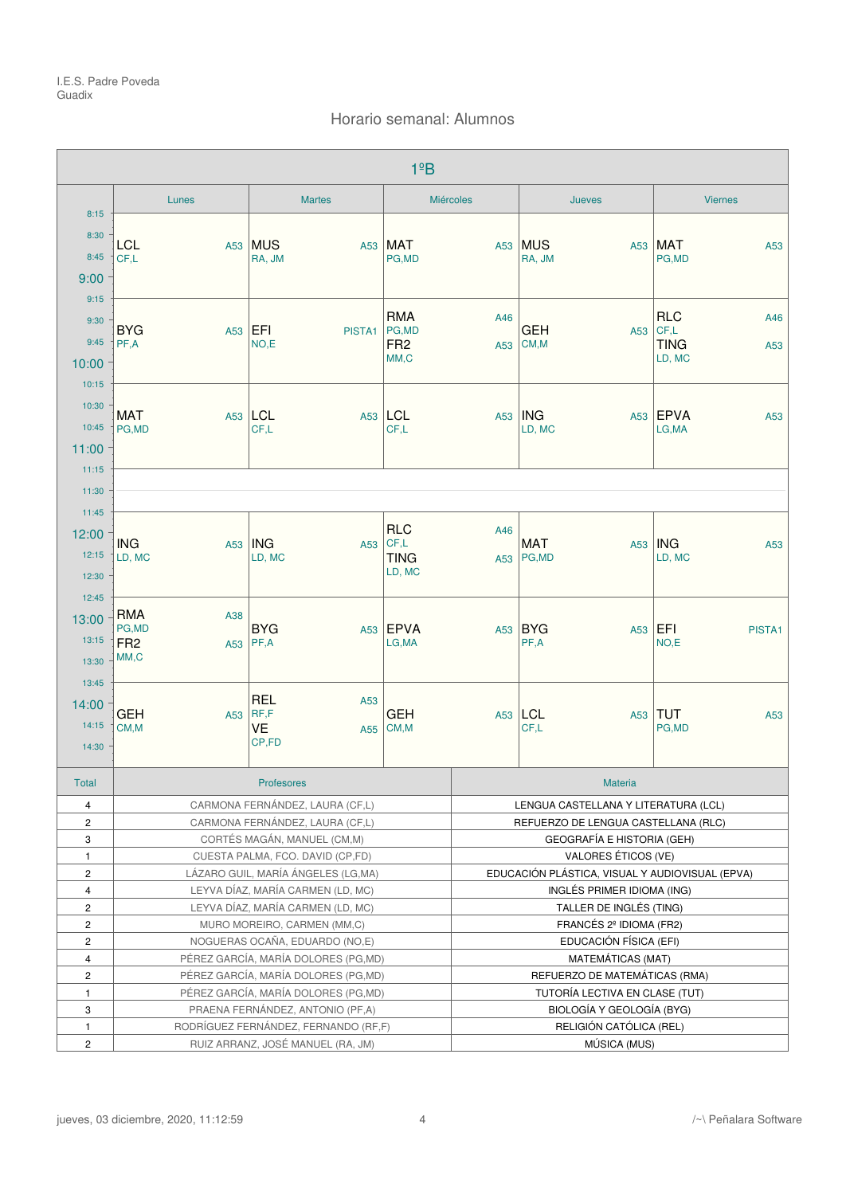I.E.S. Padre Poveda
Guadix

## Horario semanal: Alumnos

### 1ºB

| Hora | Lunes | Martes | Miércoles | Jueves | Viernes |
|---|---|---|---|---|---|
| 8:15 – 9:15 | LCL A53 CF,L | MUS A53 RA, JM | MAT A53 PG,MD | MUS A53 RA, JM | MAT A53 PG,MD |
| 9:15 – 10:15 | BYG A53 PF,A | EFI PISTA1 NO,E | RMA A46 PG,MD / FR2 A53 MM,C | GEH A53 CM,M | RLC A46 CF,L / TING A53 LD, MC |
| 10:15 – 11:15 | MAT A53 PG,MD | LCL A53 CF,L | LCL A53 CF,L | ING A53 LD, MC | EPVA A53 LG,MA |
| 11:15 – 11:45 | | | | | |
| 11:45 – 12:45 | ING A53 LD, MC | ING A53 LD, MC | RLC A46 CF,L / TING A53 LD, MC | MAT A53 PG,MD | ING A53 LD, MC |
| 12:45 – 13:45 | RMA A38 PG,MD / FR2 A53 MM,C | BYG A53 PF,A | EPVA A53 LG,MA | BYG A53 PF,A | EFI PISTA1 NO,E |
| 13:45 – 14:45 | GEH A53 CM,M | REL A53 RF,F / VE A55 CP,FD | GEH A53 CM,M | LCL A53 CF,L | TUT A53 PG,MD |

| Total | Profesores | Materia |
|---|---|---|
| 4 | CARMONA FERNÁNDEZ, LAURA (CF,L) | LENGUA CASTELLANA Y LITERATURA (LCL) |
| 2 | CARMONA FERNÁNDEZ, LAURA (CF,L) | REFUERZO DE LENGUA CASTELLANA (RLC) |
| 3 | CORTÉS MAGÁN, MANUEL (CM,M) | GEOGRAFÍA E HISTORIA (GEH) |
| 1 | CUESTA PALMA, FCO. DAVID (CP,FD) | VALORES ÉTICOS (VE) |
| 2 | LÁZARO GUIL, MARÍA ÁNGELES (LG,MA) | EDUCACIÓN PLÁSTICA, VISUAL Y AUDIOVISUAL (EPVA) |
| 4 | LEYVA DÍAZ, MARÍA CARMEN (LD, MC) | INGLÉS PRIMER IDIOMA (ING) |
| 2 | LEYVA DÍAZ, MARÍA CARMEN (LD, MC) | TALLER DE INGLÉS (TING) |
| 2 | MURO MOREIRO, CARMEN (MM,C) | FRANCÉS 2º IDIOMA (FR2) |
| 2 | NOGUERAS OCAÑA, EDUARDO (NO,E) | EDUCACIÓN FÍSICA (EFI) |
| 4 | PÉREZ GARCÍA, MARÍA DOLORES (PG,MD) | MATEMÁTICAS (MAT) |
| 2 | PÉREZ GARCÍA, MARÍA DOLORES (PG,MD) | REFUERZO DE MATEMÁTICAS (RMA) |
| 1 | PÉREZ GARCÍA, MARÍA DOLORES (PG,MD) | TUTORÍA LECTIVA EN CLASE (TUT) |
| 3 | PRAENA FERNÁNDEZ, ANTONIO (PF,A) | BIOLOGÍA Y GEOLOGÍA (BYG) |
| 1 | RODRÍGUEZ FERNÁNDEZ, FERNANDO (RF,F) | RELIGIÓN CATÓLICA (REL) |
| 2 | RUIZ ARRANZ, JOSÉ MANUEL (RA, JM) | MÚSICA (MUS) |

jueves, 03 diciembre, 2020, 11:12:59

/~\ Peñalara Software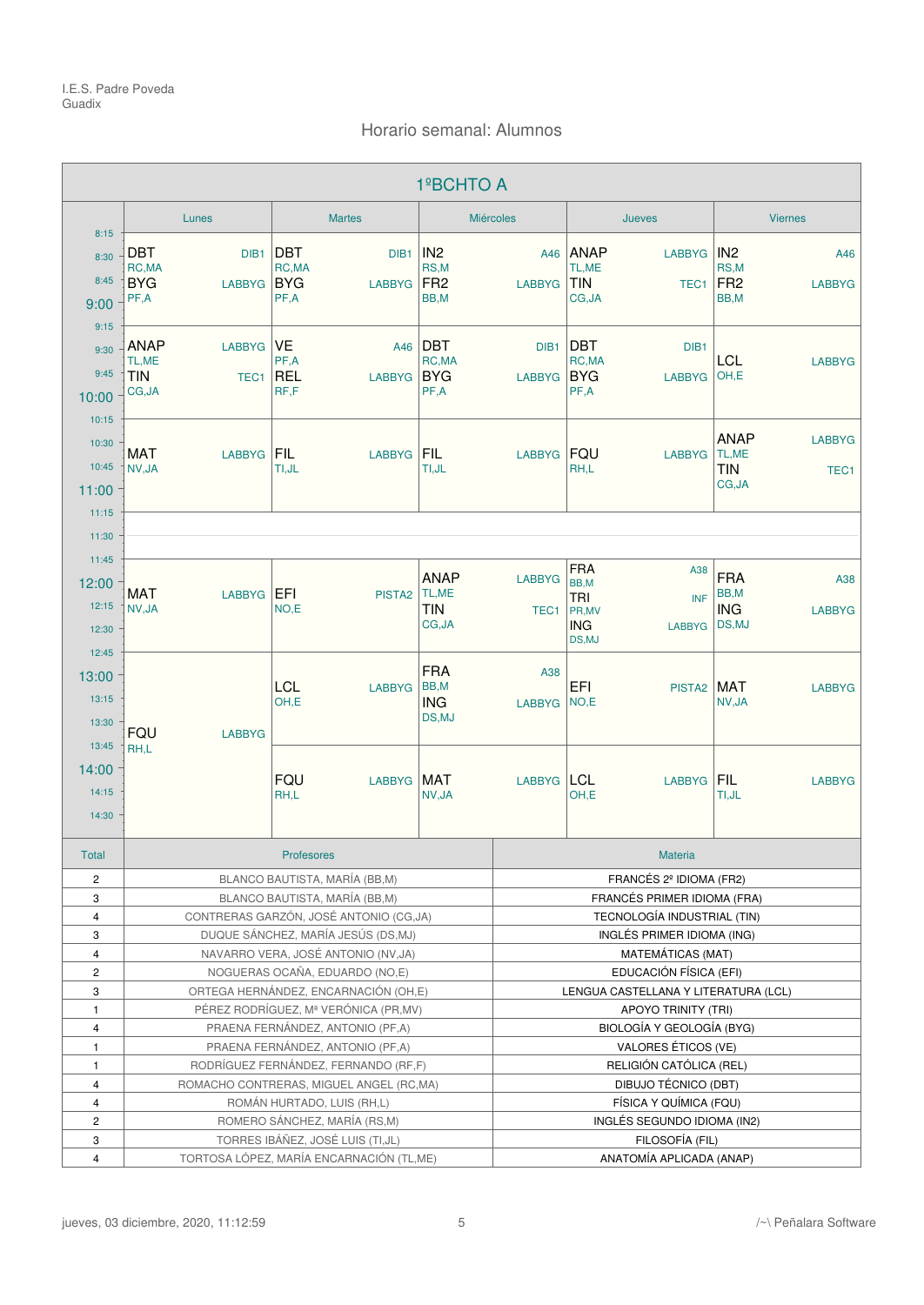I.E.S. Padre Poveda
Guadix

## Horario semanal: Alumnos

### 1ºBCHTO A

| | Lunes | Martes | Miércoles | Jueves | Viernes |
|---|---|---|---|---|---|
| 8:15–9:15 | DBT (RC,MA) DIB1 / BYG (PF,A) LABBYG | DBT (RC,MA) DIB1 / BYG (PF,A) LABBYG | IN2 (RS,M) A46 / FR2 (BB,M) LABBYG | ANAP (TL,ME) LABBYG / TIN (CG,JA) TEC1 | IN2 (RS,M) A46 / FR2 (BB,M) LABBYG |
| 9:15–10:15 | ANAP (TL,ME) LABBYG / TIN (CG,JA) TEC1 | VE (PF,A) A46 / REL (RF,F) LABBYG | DBT (RC,MA) DIB1 / BYG (PF,A) LABBYG | DBT (RC,MA) DIB1 / BYG (PF,A) LABBYG | LCL (OH,E) LABBYG |
| 10:15–11:15 | MAT (NV,JA) LABBYG | FIL (TI,JL) LABBYG | FIL (TI,JL) LABBYG | FQU (RH,L) LABBYG | ANAP (TL,ME) LABBYG / TIN (CG,JA) TEC1 |
| 11:15–11:45 | | | | | |
| 11:45–12:45 | MAT (NV,JA) LABBYG | EFI (NO,E) PISTA2 | ANAP (TL,ME) LABBYG / TIN (CG,JA) TEC1 | FRA (BB,M) A38 / TRI (PR,MV) INF / ING (DS,MJ) LABBYG | FRA (BB,M) A38 / ING (DS,MJ) LABBYG |
| 12:45–13:45 | FQU (RH,L) LABBYG | LCL (OH,E) LABBYG | FRA (BB,M) A38 / ING (DS,MJ) LABBYG | EFI (NO,E) PISTA2 | MAT (NV,JA) LABBYG |
| 13:45–14:45 | | FQU (RH,L) LABBYG | MAT (NV,JA) LABBYG | LCL (OH,E) LABBYG | FIL (TI,JL) LABBYG |

| Total | Profesores | Materia |
|---|---|---|
| 2 | BLANCO BAUTISTA, MARÍA (BB,M) | FRANCÉS 2º IDIOMA (FR2) |
| 3 | BLANCO BAUTISTA, MARÍA (BB,M) | FRANCÉS PRIMER IDIOMA (FRA) |
| 4 | CONTRERAS GARZÓN, JOSÉ ANTONIO (CG,JA) | TECNOLOGÍA INDUSTRIAL (TIN) |
| 3 | DUQUE SÁNCHEZ, MARÍA JESÚS (DS,MJ) | INGLÉS PRIMER IDIOMA (ING) |
| 4 | NAVARRO VERA, JOSÉ ANTONIO (NV,JA) | MATEMÁTICAS (MAT) |
| 2 | NOGUERAS OCAÑA, EDUARDO (NO,E) | EDUCACIÓN FÍSICA (EFI) |
| 3 | ORTEGA HERNÁNDEZ, ENCARNACIÓN (OH,E) | LENGUA CASTELLANA Y LITERATURA (LCL) |
| 1 | PÉREZ RODRÍGUEZ, Mª VERÓNICA (PR,MV) | APOYO TRINITY (TRI) |
| 4 | PRAENA FERNÁNDEZ, ANTONIO (PF,A) | BIOLOGÍA Y GEOLOGÍA (BYG) |
| 1 | PRAENA FERNÁNDEZ, ANTONIO (PF,A) | VALORES ÉTICOS (VE) |
| 1 | RODRÍGUEZ FERNÁNDEZ, FERNANDO (RF,F) | RELIGIÓN CATÓLICA (REL) |
| 4 | ROMACHO CONTRERAS, MIGUEL ANGEL (RC,MA) | DIBUJO TÉCNICO (DBT) |
| 4 | ROMÁN HURTADO, LUIS (RH,L) | FÍSICA Y QUÍMICA (FQU) |
| 2 | ROMERO SÁNCHEZ, MARÍA (RS,M) | INGLÉS SEGUNDO IDIOMA (IN2) |
| 3 | TORRES IBÁÑEZ, JOSÉ LUIS (TI,JL) | FILOSOFÍA (FIL) |
| 4 | TORTOSA LÓPEZ, MARÍA ENCARNACIÓN (TL,ME) | ANATOMÍA APLICADA (ANAP) |

jueves, 03 diciembre, 2020, 11:12:59 — /~\ Peñalara Software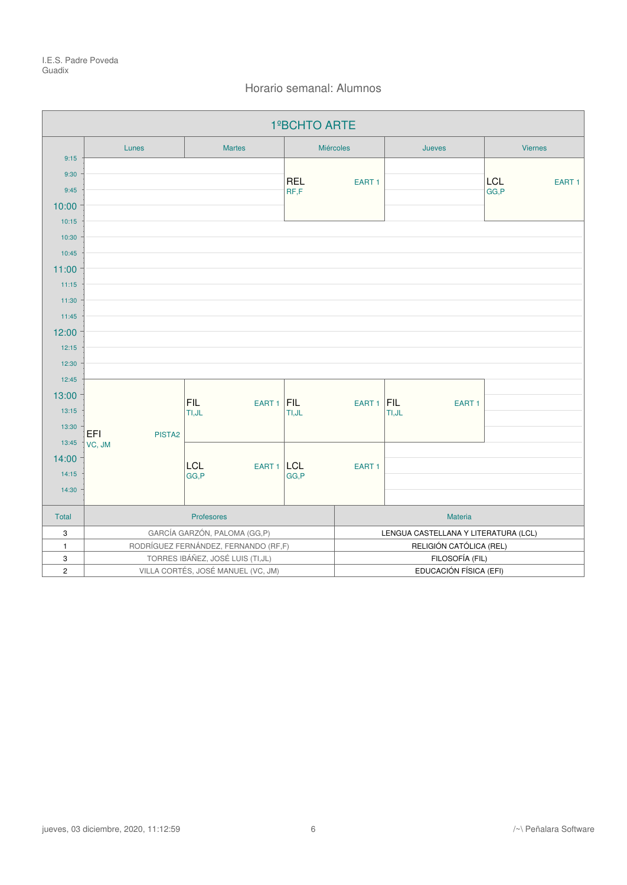I.E.S. Padre Poveda
Guadix

## Horario semanal: Alumnos

### 1ºBCHTO ARTE

| Hora | Lunes | Martes | Miércoles | Jueves | Viernes |
|---|---|---|---|---|---|
| 9:15 | | | REL RF,F EART 1 | | LCL GG,P EART 1 |
| 12:45 | EFI VC, JM PISTA2 | FIL TI,JL EART 1 | FIL TI,JL EART 1 | FIL TI,JL EART 1 | |
| 13:45 | | LCL GG,P EART 1 | LCL GG,P EART 1 | | |

| Total | Profesores | Materia |
|---|---|---|
| 3 | GARCÍA GARZÓN, PALOMA (GG,P) | LENGUA CASTELLANA Y LITERATURA (LCL) |
| 1 | RODRÍGUEZ FERNÁNDEZ, FERNANDO (RF,F) | RELIGIÓN CATÓLICA (REL) |
| 3 | TORRES IBÁÑEZ, JOSÉ LUIS (TI,JL) | FILOSOFÍA (FIL) |
| 2 | VILLA CORTÉS, JOSÉ MANUEL (VC, JM) | EDUCACIÓN FÍSICA (EFI) |

jueves, 03 diciembre, 2020, 11:12:59 — /~\ Peñalara Software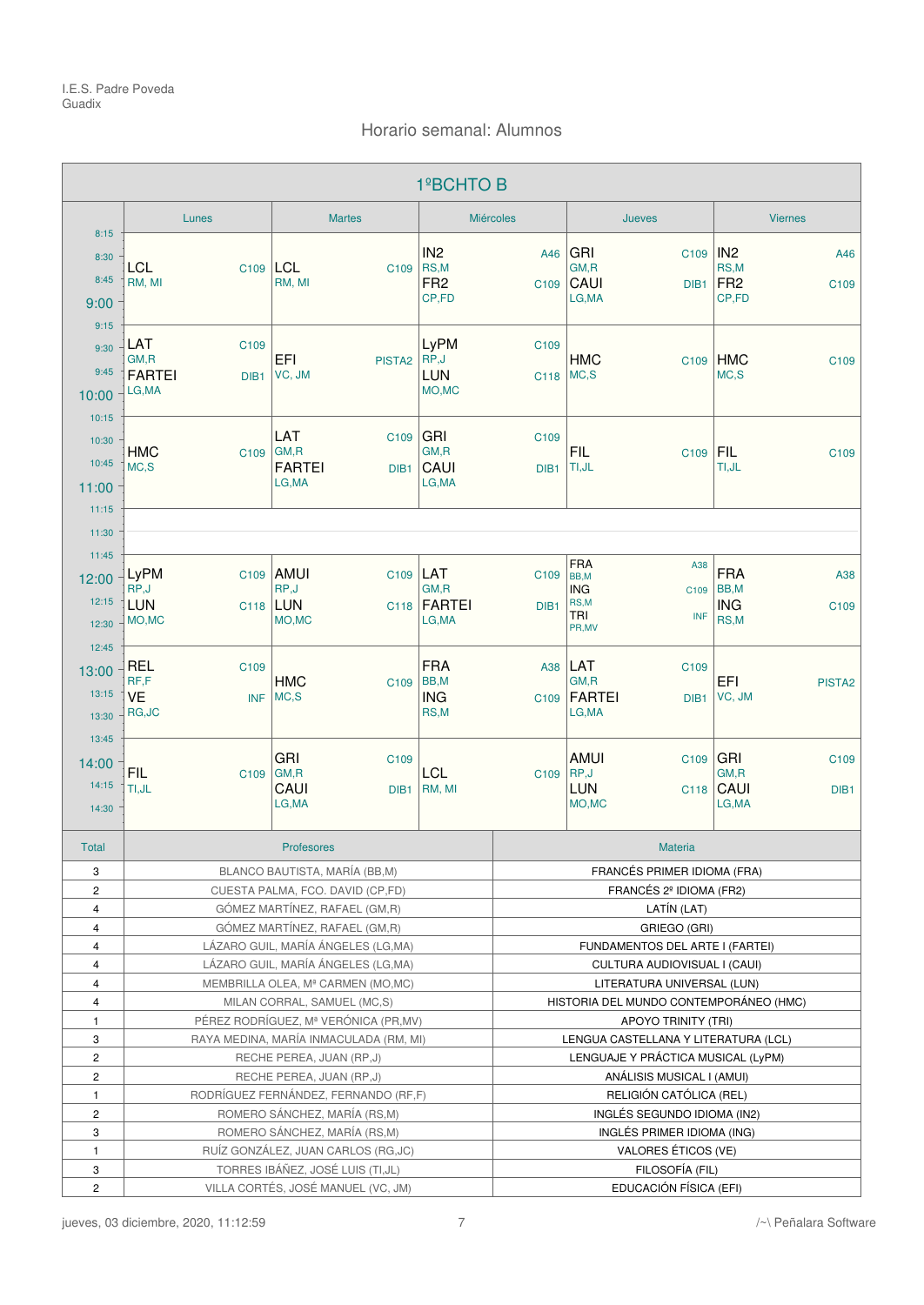I.E.S. Padre Poveda
Guadix

## Horario semanal: Alumnos

### 1ºBCHTO B

| | Lunes | Martes | Miércoles | Jueves | Viernes |
|---|---|---|---|---|---|
| 8:15 – 9:15 | LCL C109 RM, MI | LCL C109 RM, MI | IN2 A46 RS,M / FR2 C109 CP,FD | GRI C109 GM,R / CAUI DIB1 LG,MA | IN2 A46 RS,M / FR2 C109 CP,FD |
| 9:15 – 10:15 | LAT C109 GM,R / FARTEI DIB1 LG,MA | EFI PISTA2 VC, JM | LyPM C109 RP,J / LUN C118 MO,MC | HMC C109 MC,S | HMC C109 MC,S |
| 10:15 – 11:15 | HMC C109 MC,S | LAT C109 GM,R / FARTEI DIB1 LG,MA | GRI C109 GM,R / CAUI DIB1 LG,MA | FIL C109 TI,JL | FIL C109 TI,JL |
| 11:15 – 11:45 | | | | | |
| 11:45 – 12:45 | LyPM C109 RP,J / LUN C118 MO,MC | AMUI C109 RP,J / LUN C118 MO,MC | LAT C109 GM,R / FARTEI DIB1 LG,MA | FRA A38 BB,M / ING C109 RS,M / TRI INF PR,MV | FRA A38 BB,M / ING C109 RS,M |
| 12:45 – 13:45 | REL C109 RF,F / VE INF RG,JC | HMC C109 MC,S | FRA A38 BB,M / ING C109 RS,M | LAT C109 GM,R / FARTEI DIB1 LG,MA | EFI PISTA2 VC, JM |
| 13:45 – 14:45 | FIL C109 TI,JL | GRI C109 GM,R / CAUI DIB1 LG,MA | LCL C109 RM, MI | AMUI C109 RP,J / LUN C118 MO,MC | GRI C109 GM,R / CAUI DIB1 LG,MA |

| Total | Profesores | Materia |
|---|---|---|
| 3 | BLANCO BAUTISTA, MARÍA (BB,M) | FRANCÉS PRIMER IDIOMA (FRA) |
| 2 | CUESTA PALMA, FCO. DAVID (CP,FD) | FRANCÉS 2º IDIOMA (FR2) |
| 4 | GÓMEZ MARTÍNEZ, RAFAEL (GM,R) | LATÍN (LAT) |
| 4 | GÓMEZ MARTÍNEZ, RAFAEL (GM,R) | GRIEGO (GRI) |
| 4 | LÁZARO GUIL, MARÍA ÁNGELES (LG,MA) | FUNDAMENTOS DEL ARTE I (FARTEI) |
| 4 | LÁZARO GUIL, MARÍA ÁNGELES (LG,MA) | CULTURA AUDIOVISUAL I (CAUI) |
| 4 | MEMBRILLA OLEA, Mª CARMEN (MO,MC) | LITERATURA UNIVERSAL (LUN) |
| 4 | MILAN CORRAL, SAMUEL (MC,S) | HISTORIA DEL MUNDO CONTEMPORÁNEO (HMC) |
| 1 | PÉREZ RODRÍGUEZ, Mª VERÓNICA (PR,MV) | APOYO TRINITY (TRI) |
| 3 | RAYA MEDINA, MARÍA INMACULADA (RM, MI) | LENGUA CASTELLANA Y LITERATURA (LCL) |
| 2 | RECHE PEREA, JUAN (RP,J) | LENGUAJE Y PRÁCTICA MUSICAL (LyPM) |
| 2 | RECHE PEREA, JUAN (RP,J) | ANÁLISIS MUSICAL I (AMUI) |
| 1 | RODRÍGUEZ FERNÁNDEZ, FERNANDO (RF,F) | RELIGIÓN CATÓLICA (REL) |
| 2 | ROMERO SÁNCHEZ, MARÍA (RS,M) | INGLÉS SEGUNDO IDIOMA (IN2) |
| 3 | ROMERO SÁNCHEZ, MARÍA (RS,M) | INGLÉS PRIMER IDIOMA (ING) |
| 1 | RUÍZ GONZÁLEZ, JUAN CARLOS (RG,JC) | VALORES ÉTICOS (VE) |
| 3 | TORRES IBÁÑEZ, JOSÉ LUIS (TI,JL) | FILOSOFÍA (FIL) |
| 2 | VILLA CORTÉS, JOSÉ MANUEL (VC, JM) | EDUCACIÓN FÍSICA (EFI) |

jueves, 03 diciembre, 2020, 11:12:59 — /~\ Peñalara Software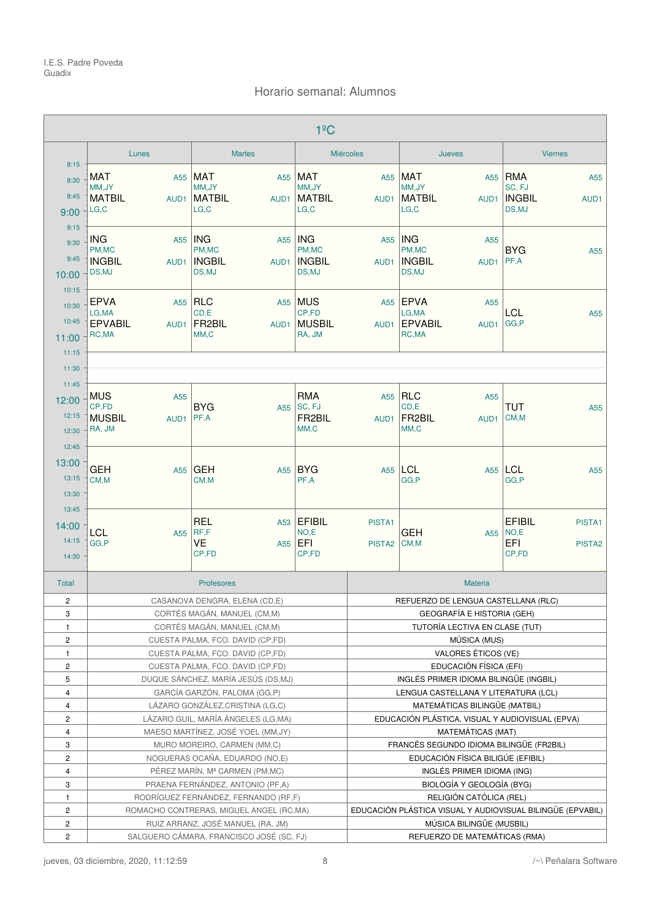I.E.S. Padre Poveda
Guadix

## Horario semanal: Alumnos

### 1ºC

| | Lunes | Martes | Miércoles | Jueves | Viernes |
|---|---|---|---|---|---|
| 8:15 - 9:15 | MAT A55 (MM,JY) / MATBIL AUD1 (LG,C) | MAT A55 (MM,JY) / MATBIL AUD1 (LG,C) | MAT A55 (MM,JY) / MATBIL AUD1 (LG,C) | MAT A55 (MM,JY) / MATBIL AUD1 (LG,C) | RMA A55 (SC, FJ) / INGBIL AUD1 (DS,MJ) |
| 9:15 - 10:15 | ING A55 (PM,MC) / INGBIL AUD1 (DS,MJ) | ING A55 (PM,MC) / INGBIL AUD1 (DS,MJ) | ING A55 (PM,MC) / INGBIL AUD1 (DS,MJ) | ING A55 (PM,MC) / INGBIL AUD1 (DS,MJ) | BYG A55 (PF,A) |
| 10:15 - 11:15 | EPVA A55 (LG,MA) / EPVABIL AUD1 (RC,MA) | RLC A55 (CD,E) / FR2BIL AUD1 (MM,C) | MUS A55 (CP,FD) / MUSBIL AUD1 (RA, JM) | EPVA A55 (LG,MA) / EPVABIL AUD1 (RC,MA) | LCL A55 (GG,P) |
| 11:15 - 11:45 | | | | | |
| 11:45 - 12:45 | MUS A55 (CP,FD) / MUSBIL AUD1 (RA, JM) | BYG A55 (PF,A) | RMA A55 (SC, FJ) / FR2BIL AUD1 (MM,C) | RLC A55 (CD,E) / FR2BIL AUD1 (MM,C) | TUT A55 (CM,M) |
| 12:45 - 13:45 | GEH A55 (CM,M) | GEH A55 (CM,M) | BYG A55 (PF,A) | LCL A55 (GG,P) | LCL A55 (GG,P) |
| 13:45 - 14:45 | LCL A55 (GG,P) | REL A53 (RF,F) / VE A55 (CP,FD) | EFIBIL PISTA1 (NO,E) / EFI PISTA2 (CP,FD) | GEH A55 (CM,M) | EFIBIL PISTA1 (NO,E) / EFI PISTA2 (CP,FD) |

| Total | Profesores | Materia |
|---|---|---|
| 2 | CASANOVA DENGRA, ELENA (CD,E) | REFUERZO DE LENGUA CASTELLANA (RLC) |
| 3 | CORTÉS MAGÁN, MANUEL (CM,M) | GEOGRAFÍA E HISTORIA (GEH) |
| 1 | CORTÉS MAGÁN, MANUEL (CM,M) | TUTORÍA LECTIVA EN CLASE (TUT) |
| 2 | CUESTA PALMA, FCO. DAVID (CP,FD) | MÚSICA (MUS) |
| 1 | CUESTA PALMA, FCO. DAVID (CP,FD) | VALORES ÉTICOS (VE) |
| 2 | CUESTA PALMA, FCO. DAVID (CP,FD) | EDUCACIÓN FÍSICA (EFI) |
| 5 | DUQUE SÁNCHEZ, MARÍA JESÚS (DS,MJ) | INGLÉS PRIMER IDIOMA BILINGÜE (INGBIL) |
| 4 | GARCÍA GARZÓN, PALOMA (GG,P) | LENGUA CASTELLANA Y LITERATURA (LCL) |
| 4 | LÁZARO GONZÁLEZ,CRISTINA (LG,C) | MATEMÁTICAS BILINGÜE (MATBIL) |
| 2 | LÁZARO GUIL, MARÍA ÁNGELES (LG,MA) | EDUCACIÓN PLÁSTICA, VISUAL Y AUDIOVISUAL (EPVA) |
| 4 | MAESO MARTÍNEZ, JOSÉ YOEL (MM,JY) | MATEMÁTICAS (MAT) |
| 3 | MURO MOREIRO, CARMEN (MM,C) | FRANCÉS SEGUNDO IDIOMA BILINGÜE (FR2BIL) |
| 2 | NOGUERAS OCAÑA, EDUARDO (NO,E) | EDUCACIÓN FÍSICA BILIGÜE (EFIBIL) |
| 4 | PÉREZ MARÍN, Mª CARMEN (PM,MC) | INGLÉS PRIMER IDIOMA (ING) |
| 3 | PRAENA FERNÁNDEZ, ANTONIO (PF,A) | BIOLOGÍA Y GEOLOGÍA (BYG) |
| 1 | RODRÍGUEZ FERNÁNDEZ, FERNANDO (RF,F) | RELIGIÓN CATÓLICA (REL) |
| 2 | ROMACHO CONTRERAS, MIGUEL ANGEL (RC,MA) | EDUCACIÓN PLÁSTICA VISUAL Y AUDIOVISUAL BILINGÜE (EPVABIL) |
| 2 | RUIZ ARRANZ, JOSÉ MANUEL (RA, JM) | MÚSICA BILINGÜE (MUSBIL) |
| 2 | SALGUERO CÁMARA, FRANCISCO JOSÉ (SC, FJ) | REFUERZO DE MATEMÁTICAS (RMA) |

jueves, 03 diciembre, 2020, 11:12:59

/~\ Peñalara Software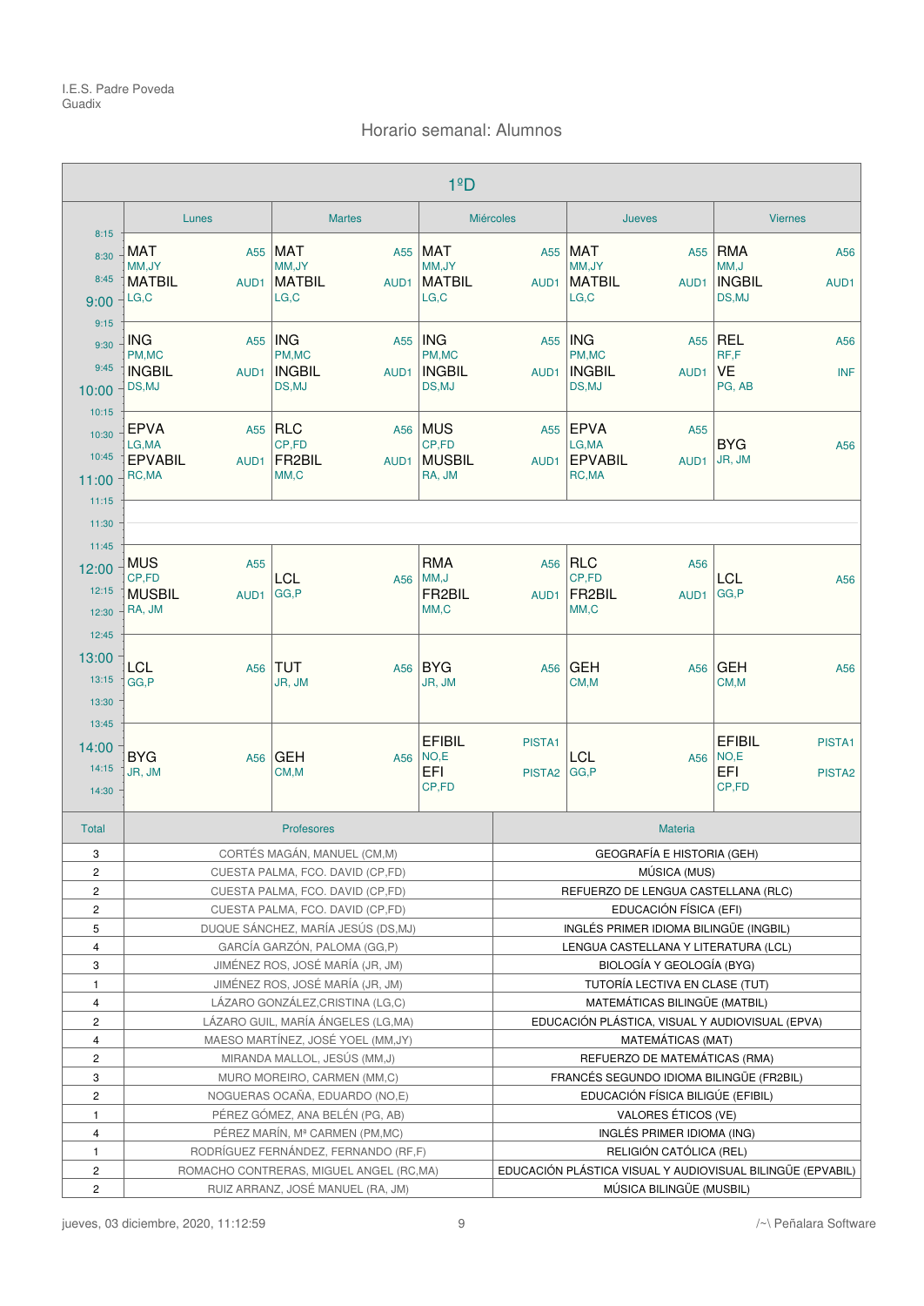I.E.S. Padre Poveda
Guadix

## Horario semanal: Alumnos

### 1ºD

| Hora | Lunes | Martes | Miércoles | Jueves | Viernes |
|---|---|---|---|---|---|
| 8:15 - 9:15 | MAT A55 MM,JY / MATBIL AUD1 LG,C | MAT A55 MM,JY / MATBIL AUD1 LG,C | MAT A55 MM,JY / MATBIL AUD1 LG,C | MAT A55 MM,JY / MATBIL AUD1 LG,C | RMA A56 MM,J / INGBIL AUD1 DS,MJ |
| 9:15 - 10:15 | ING A55 PM,MC / INGBIL AUD1 DS,MJ | ING A55 PM,MC / INGBIL AUD1 DS,MJ | ING A55 PM,MC / INGBIL AUD1 DS,MJ | ING A55 PM,MC / INGBIL AUD1 DS,MJ | REL A56 RF,F / VE INF PG, AB |
| 10:15 - 11:15 | EPVA A55 LG,MA / EPVABIL AUD1 RC,MA | RLC A56 CP,FD / FR2BIL AUD1 MM,C | MUS A55 CP,FD / MUSBIL AUD1 RA, JM | EPVA A55 LG,MA / EPVABIL AUD1 RC,MA | BYG A56 JR, JM |
| 11:15 - 11:45 | | | | | |
| 11:45 - 12:45 | MUS A55 CP,FD / MUSBIL AUD1 RA, JM | LCL A56 GG,P | RMA A56 MM,J / FR2BIL AUD1 MM,C | RLC A56 CP,FD / FR2BIL AUD1 MM,C | LCL A56 GG,P |
| 12:45 - 13:45 | LCL A56 GG,P | TUT A56 JR, JM | BYG A56 JR, JM | GEH A56 CM,M | GEH A56 CM,M |
| 13:45 - 14:45 | BYG A56 JR, JM | GEH A56 CM,M | EFIBIL PISTA1 NO,E / EFI PISTA2 CP,FD | LCL A56 GG,P | EFIBIL PISTA1 NO,E / EFI PISTA2 CP,FD |

| Total | Profesores | Materia |
|---|---|---|
| 3 | CORTÉS MAGÁN, MANUEL (CM,M) | GEOGRAFÍA E HISTORIA (GEH) |
| 2 | CUESTA PALMA, FCO. DAVID (CP,FD) | MÚSICA (MUS) |
| 2 | CUESTA PALMA, FCO. DAVID (CP,FD) | REFUERZO DE LENGUA CASTELLANA (RLC) |
| 2 | CUESTA PALMA, FCO. DAVID (CP,FD) | EDUCACIÓN FÍSICA (EFI) |
| 5 | DUQUE SÁNCHEZ, MARÍA JESÚS (DS,MJ) | INGLÉS PRIMER IDIOMA BILINGÜE (INGBIL) |
| 4 | GARCÍA GARZÓN, PALOMA (GG,P) | LENGUA CASTELLANA Y LITERATURA (LCL) |
| 3 | JIMÉNEZ ROS, JOSÉ MARÍA (JR, JM) | BIOLOGÍA Y GEOLOGÍA (BYG) |
| 1 | JIMÉNEZ ROS, JOSÉ MARÍA (JR, JM) | TUTORÍA LECTIVA EN CLASE (TUT) |
| 4 | LÁZARO GONZÁLEZ,CRISTINA (LG,C) | MATEMÁTICAS BILINGÜE (MATBIL) |
| 2 | LÁZARO GUIL, MARÍA ÁNGELES (LG,MA) | EDUCACIÓN PLÁSTICA, VISUAL Y AUDIOVISUAL (EPVA) |
| 4 | MAESO MARTÍNEZ, JOSÉ YOEL (MM,JY) | MATEMÁTICAS (MAT) |
| 2 | MIRANDA MALLOL, JESÚS (MM,J) | REFUERZO DE MATEMÁTICAS (RMA) |
| 3 | MURO MOREIRO, CARMEN (MM,C) | FRANCÉS SEGUNDO IDIOMA BILINGÜE (FR2BIL) |
| 2 | NOGUERAS OCAÑA, EDUARDO (NO,E) | EDUCACIÓN FÍSICA BILIGÜE (EFIBIL) |
| 1 | PÉREZ GÓMEZ, ANA BELÉN (PG, AB) | VALORES ÉTICOS (VE) |
| 4 | PÉREZ MARÍN, Mª CARMEN (PM,MC) | INGLÉS PRIMER IDIOMA (ING) |
| 1 | RODRÍGUEZ FERNÁNDEZ, FERNANDO (RF,F) | RELIGIÓN CATÓLICA (REL) |
| 2 | ROMACHO CONTRERAS, MIGUEL ANGEL (RC,MA) | EDUCACIÓN PLÁSTICA VISUAL Y AUDIOVISUAL BILINGÜE (EPVABIL) |
| 2 | RUIZ ARRANZ, JOSÉ MANUEL (RA, JM) | MÚSICA BILINGÜE (MUSBIL) |

jueves, 03 diciembre, 2020, 11:12:59 — /~\ Peñalara Software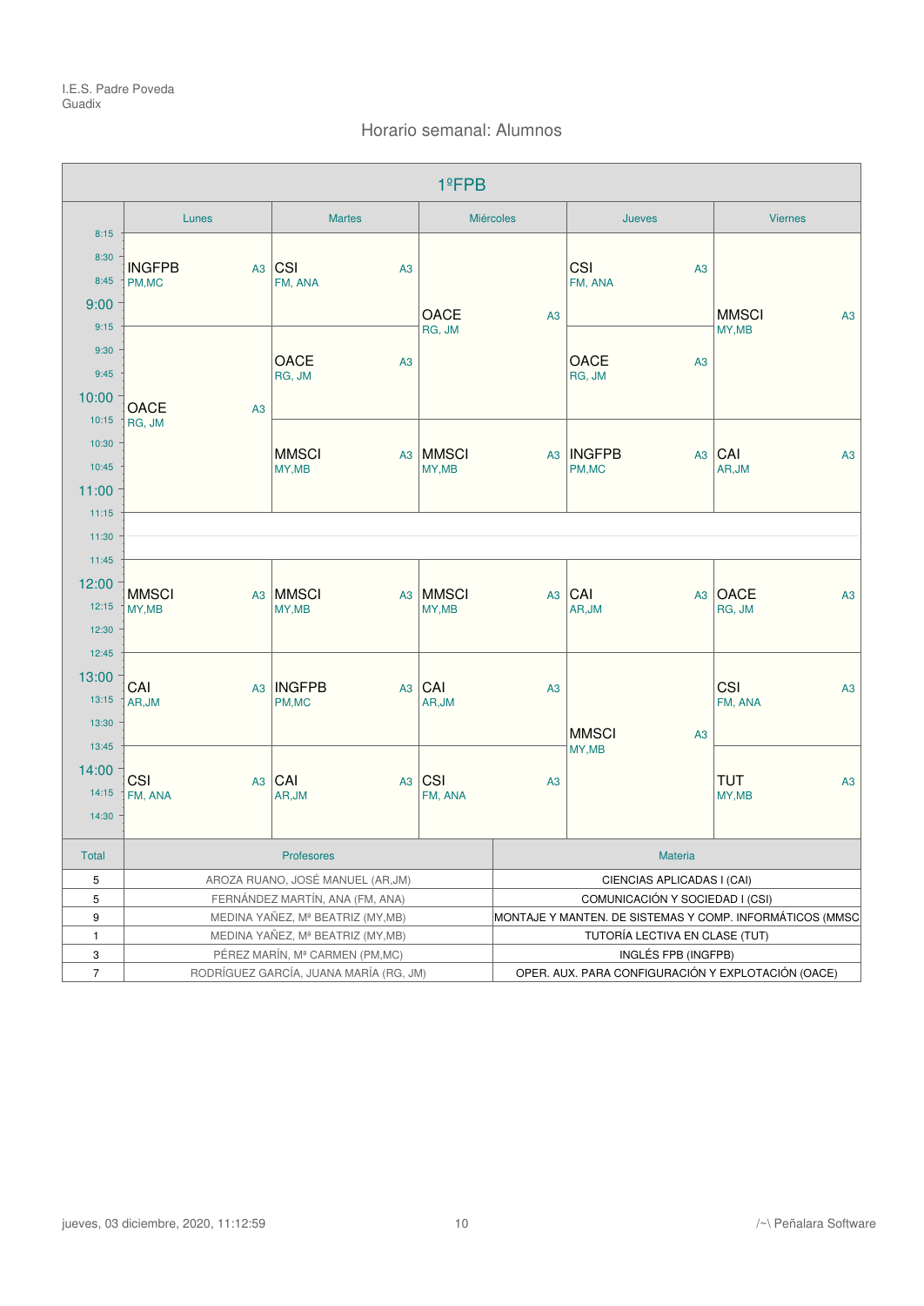I.E.S. Padre Poveda
Guadix

## Horario semanal: Alumnos

### 1ºFPB

| Hora | Lunes | Martes | Miércoles | Jueves | Viernes |
|---|---|---|---|---|---|
| 8:15–9:15 | INGFPB (PM,MC) A3 | CSI (FM, ANA) A3 | OACE (RG, JM) A3 | CSI (FM, ANA) A3 | MMSCI (MY,MB) A3 |
| 9:15–10:15 | OACE (RG, JM) A3 | OACE (RG, JM) A3 | OACE (RG, JM) A3 | OACE (RG, JM) A3 | MMSCI (MY,MB) A3 |
| 10:15–11:15 | OACE (RG, JM) A3 | MMSCI (MY,MB) A3 | MMSCI (MY,MB) A3 | INGFPB (PM,MC) A3 | CAI (AR,JM) A3 |
| 11:15–11:45 | | | | | |
| 11:45–12:45 | MMSCI (MY,MB) A3 | MMSCI (MY,MB) A3 | MMSCI (MY,MB) A3 | CAI (AR,JM) A3 | OACE (RG, JM) A3 |
| 12:45–13:45 | CAI (AR,JM) A3 | INGFPB (PM,MC) A3 | CAI (AR,JM) A3 | MMSCI (MY,MB) A3 | CSI (FM, ANA) A3 |
| 13:45–14:45 | CSI (FM, ANA) A3 | CAI (AR,JM) A3 | CSI (FM, ANA) A3 | MMSCI (MY,MB) A3 | TUT (MY,MB) A3 |

| Total | Profesores | Materia |
|---|---|---|
| 5 | AROZA RUANO, JOSÉ MANUEL (AR,JM) | CIENCIAS APLICADAS I (CAI) |
| 5 | FERNÁNDEZ MARTÍN, ANA (FM, ANA) | COMUNICACIÓN Y SOCIEDAD I (CSI) |
| 9 | MEDINA YAÑEZ, Mª BEATRIZ (MY,MB) | MONTAJE Y MANTEN. DE SISTEMAS Y COMP. INFORMÁTICOS (MMSC |
| 1 | MEDINA YAÑEZ, Mª BEATRIZ (MY,MB) | TUTORÍA LECTIVA EN CLASE (TUT) |
| 3 | PÉREZ MARÍN, Mª CARMEN (PM,MC) | INGLÉS FPB (INGFPB) |
| 7 | RODRÍGUEZ GARCÍA, JUANA MARÍA (RG, JM) | OPER. AUX. PARA CONFIGURACIÓN Y EXPLOTACIÓN (OACE) |

jueves, 03 diciembre, 2020, 11:12:59 — /~\ Peñalara Software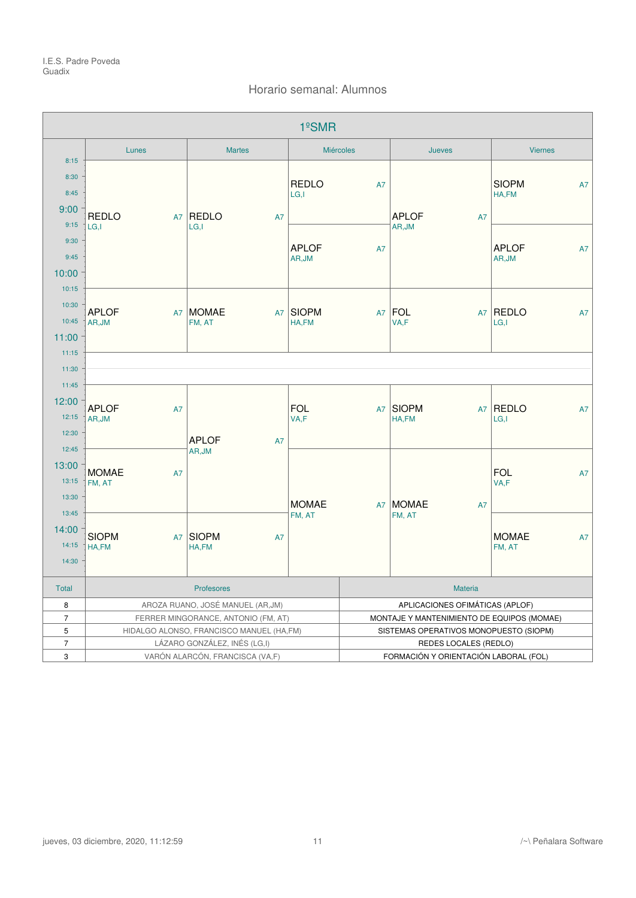I.E.S. Padre Poveda
Guadix

## Horario semanal: Alumnos

### 1ºSMR

| Hora | Lunes | Martes | Miércoles | Jueves | Viernes |
|---|---|---|---|---|---|
| 8:15 - 9:15 | REDLO (LG,I) A7 | REDLO (LG,I) A7 | REDLO (LG,I) A7 | APLOF (AR,JM) A7 | SIOPM (HA,FM) A7 |
| 9:15 - 10:15 | REDLO (LG,I) A7 | REDLO (LG,I) A7 | APLOF (AR,JM) A7 | APLOF (AR,JM) A7 | APLOF (AR,JM) A7 |
| 10:15 - 11:15 | APLOF (AR,JM) A7 | MOMAE (FM, AT) A7 | SIOPM (HA,FM) A7 | FOL (VA,F) A7 | REDLO (LG,I) A7 |
| 11:15 - 11:45 | | | | | |
| 11:45 - 12:45 | APLOF (AR,JM) A7 | APLOF (AR,JM) A7 | FOL (VA,F) A7 | SIOPM (HA,FM) A7 | REDLO (LG,I) A7 |
| 12:45 - 13:45 | MOMAE (FM, AT) A7 | APLOF (AR,JM) A7 | MOMAE (FM, AT) A7 | MOMAE (FM, AT) A7 | FOL (VA,F) A7 |
| 13:45 - 14:45 | SIOPM (HA,FM) A7 | SIOPM (HA,FM) A7 | MOMAE (FM, AT) A7 | MOMAE (FM, AT) A7 | MOMAE (FM, AT) A7 |

| Total | Profesores | Materia |
|---|---|---|
| 8 | AROZA RUANO, JOSÉ MANUEL (AR,JM) | APLICACIONES OFIMÁTICAS (APLOF) |
| 7 | FERRER MINGORANCE, ANTONIO (FM, AT) | MONTAJE Y MANTENIMIENTO DE EQUIPOS (MOMAE) |
| 5 | HIDALGO ALONSO, FRANCISCO MANUEL (HA,FM) | SISTEMAS OPERATIVOS MONOPUESTO (SIOPM) |
| 7 | LÁZARO GONZÁLEZ, INÉS (LG,I) | REDES LOCALES (REDLO) |
| 3 | VARÓN ALARCÓN, FRANCISCA (VA,F) | FORMACIÓN Y ORIENTACIÓN LABORAL (FOL) |

jueves, 03 diciembre, 2020, 11:12:59

/~\ Peñalara Software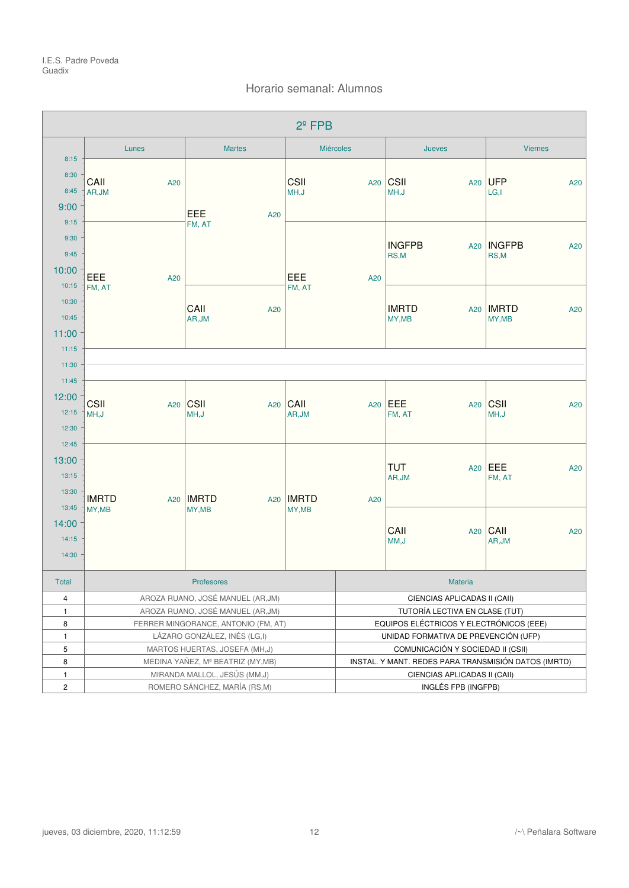I.E.S. Padre Poveda
Guadix

## Horario semanal: Alumnos

### 2º FPB

| Hora | Lunes | Martes | Miércoles | Jueves | Viernes |
|---|---|---|---|---|---|
| 8:15 – 9:15 | CAII A20 AR,JM | EEE A20 FM, AT | CSII A20 MH,J | CSII A20 MH,J | UFP A20 LG,I |
| 9:15 – 10:15 | EEE A20 FM, AT | EEE A20 FM, AT | EEE A20 FM, AT | INGFPB A20 RS,M | INGFPB A20 RS,M |
| 10:15 – 11:15 | EEE A20 FM, AT | CAII A20 AR,JM | EEE A20 FM, AT | IMRTD A20 MY,MB | IMRTD A20 MY,MB |
| 11:15 – 11:45 | | | | | |
| 11:45 – 12:45 | CSII A20 MH,J | CSII A20 MH,J | CAII A20 AR,JM | EEE A20 FM, AT | CSII A20 MH,J |
| 12:45 – 13:45 | IMRTD A20 MY,MB | IMRTD A20 MY,MB | IMRTD A20 MY,MB | TUT A20 AR,JM | EEE A20 FM, AT |
| 13:45 – 14:45 | IMRTD A20 MY,MB | IMRTD A20 MY,MB | IMRTD A20 MY,MB | CAII A20 MM,J | CAII A20 AR,JM |

| Total | Profesores | Materia |
|---|---|---|
| 4 | AROZA RUANO, JOSÉ MANUEL (AR,JM) | CIENCIAS APLICADAS II (CAII) |
| 1 | AROZA RUANO, JOSÉ MANUEL (AR,JM) | TUTORÍA LECTIVA EN CLASE (TUT) |
| 8 | FERRER MINGORANCE, ANTONIO (FM, AT) | EQUIPOS ELÉCTRICOS Y ELECTRÓNICOS (EEE) |
| 1 | LÁZARO GONZÁLEZ, INÉS (LG,I) | UNIDAD FORMATIVA DE PREVENCIÓN (UFP) |
| 5 | MARTOS HUERTAS, JOSEFA (MH,J) | COMUNICACIÓN Y SOCIEDAD II (CSII) |
| 8 | MEDINA YAÑEZ, Mª BEATRIZ (MY,MB) | INSTAL. Y MANT. REDES PARA TRANSMISIÓN DATOS (IMRTD) |
| 1 | MIRANDA MALLOL, JESÚS (MM,J) | CIENCIAS APLICADAS II (CAII) |
| 2 | ROMERO SÁNCHEZ, MARÍA (RS,M) | INGLÉS FPB (INGFPB) |

jueves, 03 diciembre, 2020, 11:12:59 — /~\ Peñalara Software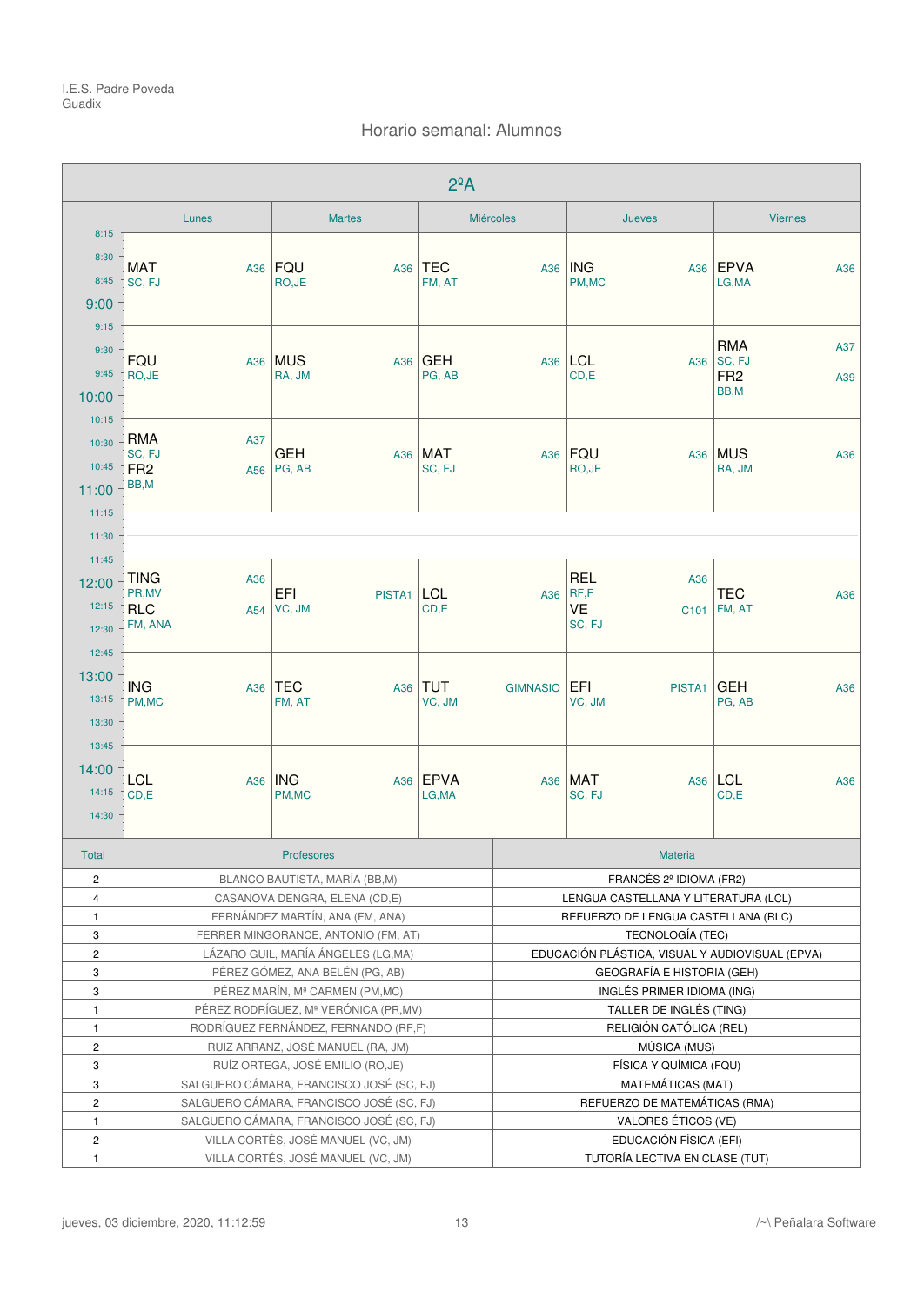I.E.S. Padre Poveda
Guadix

## Horario semanal: Alumnos

### 2ºA

| | Lunes | Martes | Miércoles | Jueves | Viernes |
|---|---|---|---|---|---|
| 8:30 | MAT A36 SC, FJ | FQU A36 RO,JE | TEC A36 FM, AT | ING A36 PM,MC | EPVA A36 LG,MA |
| 9:30 | FQU A36 RO,JE | MUS A36 RA, JM | GEH A36 PG, AB | LCL A36 CD,E | RMA A37 SC, FJ / FR2 A39 BB,M |
| 10:30 | RMA A37 SC, FJ / FR2 A56 BB,M | GEH A36 PG, AB | MAT A36 SC, FJ | FQU A36 RO,JE | MUS A36 RA, JM |
| 11:30 | | | | | |
| 12:00 | TING A36 PR,MV / RLC A54 FM, ANA | EFI PISTA1 VC, JM | LCL A36 CD,E | REL A36 RF,F / VE C101 SC, FJ | TEC A36 FM, AT |
| 13:00 | ING A36 PM,MC | TEC A36 FM, AT | TUT GIMNASIO VC, JM | EFI PISTA1 VC, JM | GEH A36 PG, AB |
| 14:00 | LCL A36 CD,E | ING A36 PM,MC | EPVA A36 LG,MA | MAT A36 SC, FJ | LCL A36 CD,E |

| Total | Profesores | Materia |
|---|---|---|
| 2 | BLANCO BAUTISTA, MARÍA (BB,M) | FRANCÉS 2º IDIOMA (FR2) |
| 4 | CASANOVA DENGRA, ELENA (CD,E) | LENGUA CASTELLANA Y LITERATURA (LCL) |
| 1 | FERNÁNDEZ MARTÍN, ANA (FM, ANA) | REFUERZO DE LENGUA CASTELLANA (RLC) |
| 3 | FERRER MINGORANCE, ANTONIO (FM, AT) | TECNOLOGÍA (TEC) |
| 2 | LÁZARO GUIL, MARÍA ÁNGELES (LG,MA) | EDUCACIÓN PLÁSTICA, VISUAL Y AUDIOVISUAL (EPVA) |
| 3 | PÉREZ GÓMEZ, ANA BELÉN (PG, AB) | GEOGRAFÍA E HISTORIA (GEH) |
| 3 | PÉREZ MARÍN, Mª CARMEN (PM,MC) | INGLÉS PRIMER IDIOMA (ING) |
| 1 | PÉREZ RODRÍGUEZ, Mª VERÓNICA (PR,MV) | TALLER DE INGLÉS (TING) |
| 1 | RODRÍGUEZ FERNÁNDEZ, FERNANDO (RF,F) | RELIGIÓN CATÓLICA (REL) |
| 2 | RUIZ ARRANZ, JOSÉ MANUEL (RA, JM) | MÚSICA (MUS) |
| 3 | RUÍZ ORTEGA, JOSÉ EMILIO (RO,JE) | FÍSICA Y QUÍMICA (FQU) |
| 3 | SALGUERO CÁMARA, FRANCISCO JOSÉ (SC, FJ) | MATEMÁTICAS (MAT) |
| 2 | SALGUERO CÁMARA, FRANCISCO JOSÉ (SC, FJ) | REFUERZO DE MATEMÁTICAS (RMA) |
| 1 | SALGUERO CÁMARA, FRANCISCO JOSÉ (SC, FJ) | VALORES ÉTICOS (VE) |
| 2 | VILLA CORTÉS, JOSÉ MANUEL (VC, JM) | EDUCACIÓN FÍSICA (EFI) |
| 1 | VILLA CORTÉS, JOSÉ MANUEL (VC, JM) | TUTORÍA LECTIVA EN CLASE (TUT) |

jueves, 03 diciembre, 2020, 11:12:59 — /~\ Peñalara Software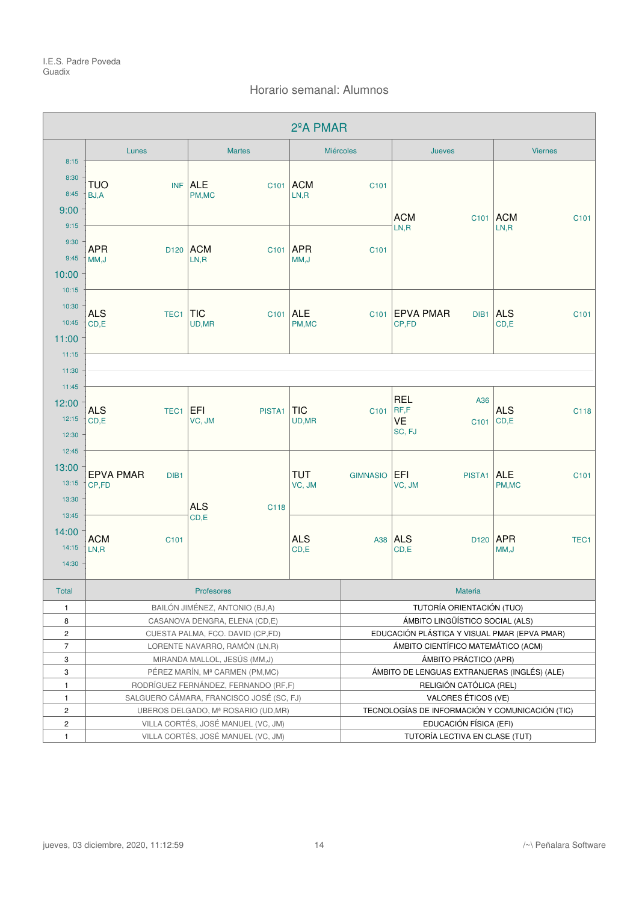I.E.S. Padre Poveda
Guadix

## Horario semanal: Alumnos

### 2ºA PMAR

| Hora | Lunes | Martes | Miércoles | Jueves | Viernes |
|---|---|---|---|---|---|
| 8:15 - 9:15 | TUO INF BJ,A | ALE C101 PM,MC | ACM C101 LN,R | ACM C101 LN,R | ACM C101 LN,R |
| 9:15 - 10:15 | APR D120 MM,J | ACM C101 LN,R | APR C101 MM,J | ACM C101 LN,R | ACM C101 LN,R |
| 10:15 - 11:15 | ALS TEC1 CD,E | TIC C101 UD,MR | ALE C101 PM,MC | EPVA PMAR DIB1 CP,FD | ALS C101 CD,E |
| 11:15 - 11:45 | | | | | |
| 11:45 - 12:45 | ALS TEC1 CD,E | EFI PISTA1 VC, JM | TIC C101 UD,MR | REL A36 RF,F / VE C101 SC, FJ | ALS C118 CD,E |
| 12:45 - 13:45 | EPVA PMAR DIB1 CP,FD | ALS C118 CD,E | TUT GIMNASIO VC, JM | EFI PISTA1 VC, JM | ALE C101 PM,MC |
| 13:45 - 14:45 | ACM C101 LN,R | ALS C118 CD,E | ALS A38 CD,E | ALS D120 CD,E | APR TEC1 MM,J |

| Total | Profesores | Materia |
|---|---|---|
| 1 | BAILÓN JIMÉNEZ, ANTONIO (BJ,A) | TUTORÍA ORIENTACIÓN (TUO) |
| 8 | CASANOVA DENGRA, ELENA (CD,E) | ÁMBITO LINGÜÍSTICO SOCIAL (ALS) |
| 2 | CUESTA PALMA, FCO. DAVID (CP,FD) | EDUCACIÓN PLÁSTICA Y VISUAL PMAR (EPVA PMAR) |
| 7 | LORENTE NAVARRO, RAMÓN (LN,R) | ÁMBITO CIENTÍFICO MATEMÁTICO (ACM) |
| 3 | MIRANDA MALLOL, JESÚS (MM,J) | ÁMBITO PRÁCTICO (APR) |
| 3 | PÉREZ MARÍN, Mª CARMEN (PM,MC) | ÁMBITO DE LENGUAS EXTRANJERAS (INGLÉS) (ALE) |
| 1 | RODRÍGUEZ FERNÁNDEZ, FERNANDO (RF,F) | RELIGIÓN CATÓLICA (REL) |
| 1 | SALGUERO CÁMARA, FRANCISCO JOSÉ (SC, FJ) | VALORES ÉTICOS (VE) |
| 2 | UBEROS DELGADO, Mª ROSARIO (UD,MR) | TECNOLOGÍAS DE INFORMACIÓN Y COMUNICACIÓN (TIC) |
| 2 | VILLA CORTÉS, JOSÉ MANUEL (VC, JM) | EDUCACIÓN FÍSICA (EFI) |
| 1 | VILLA CORTÉS, JOSÉ MANUEL (VC, JM) | TUTORÍA LECTIVA EN CLASE (TUT) |

jueves, 03 diciembre, 2020, 11:12:59 — /~\ Peñalara Software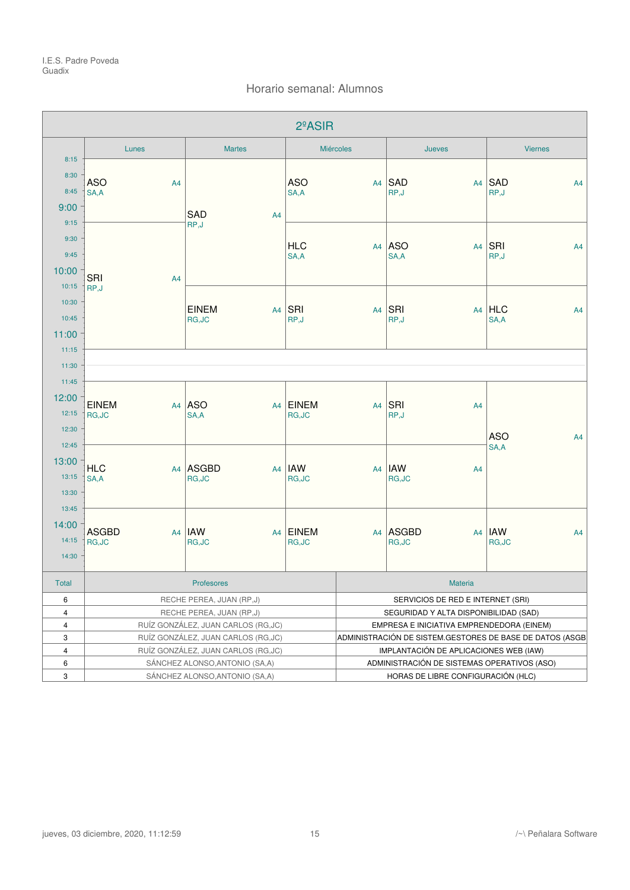I.E.S. Padre Poveda
Guadix

## Horario semanal: Alumnos

### 2ºASIR

| Hora | Lunes | Martes | Miércoles | Jueves | Viernes |
|---|---|---|---|---|---|
| 8:15 - 9:15 | ASO SA,A A4 | SAD RP,J A4 (8:15 - 10:15) | ASO SA,A A4 | SAD RP,J A4 | SAD RP,J A4 |
| 9:15 - 10:15 | SRI RP,J A4 (9:15 - 11:15) | | HLC SA,A A4 | ASO SA,A A4 | SRI RP,J A4 |
| 10:15 - 11:15 | | EINEM RG,JC A4 | SRI RP,J A4 | SRI RP,J A4 | HLC SA,A A4 |
| 11:15 - 11:45 | | | | | |
| 11:45 - 12:45 | EINEM RG,JC A4 | ASO SA,A A4 | EINEM RG,JC A4 | SRI RP,J A4 | ASO SA,A A4 (11:45 - 13:45) |
| 12:45 - 13:45 | HLC SA,A A4 | ASGBD RG,JC A4 | IAW RG,JC A4 | IAW RG,JC A4 | |
| 13:45 - 14:45 | ASGBD RG,JC A4 | IAW RG,JC A4 | EINEM RG,JC A4 | ASGBD RG,JC A4 | IAW RG,JC A4 |

| Total | Profesores | Materia |
|---|---|---|
| 6 | RECHE PEREA, JUAN (RP,J) | SERVICIOS DE RED E INTERNET (SRI) |
| 4 | RECHE PEREA, JUAN (RP,J) | SEGURIDAD Y ALTA DISPONIBILIDAD (SAD) |
| 4 | RUÍZ GONZÁLEZ, JUAN CARLOS (RG,JC) | EMPRESA E INICIATIVA EMPRENDEDORA (EINEM) |
| 3 | RUÍZ GONZÁLEZ, JUAN CARLOS (RG,JC) | ADMINISTRACIÓN DE SISTEM.GESTORES DE BASE DE DATOS (ASGB |
| 4 | RUÍZ GONZÁLEZ, JUAN CARLOS (RG,JC) | IMPLANTACIÓN DE APLICACIONES WEB (IAW) |
| 6 | SÁNCHEZ ALONSO,ANTONIO (SA,A) | ADMINISTRACIÓN DE SISTEMAS OPERATIVOS (ASO) |
| 3 | SÁNCHEZ ALONSO,ANTONIO (SA,A) | HORAS DE LIBRE CONFIGURACIÓN (HLC) |

jueves, 03 diciembre, 2020, 11:12:59 /~\ Peñalara Software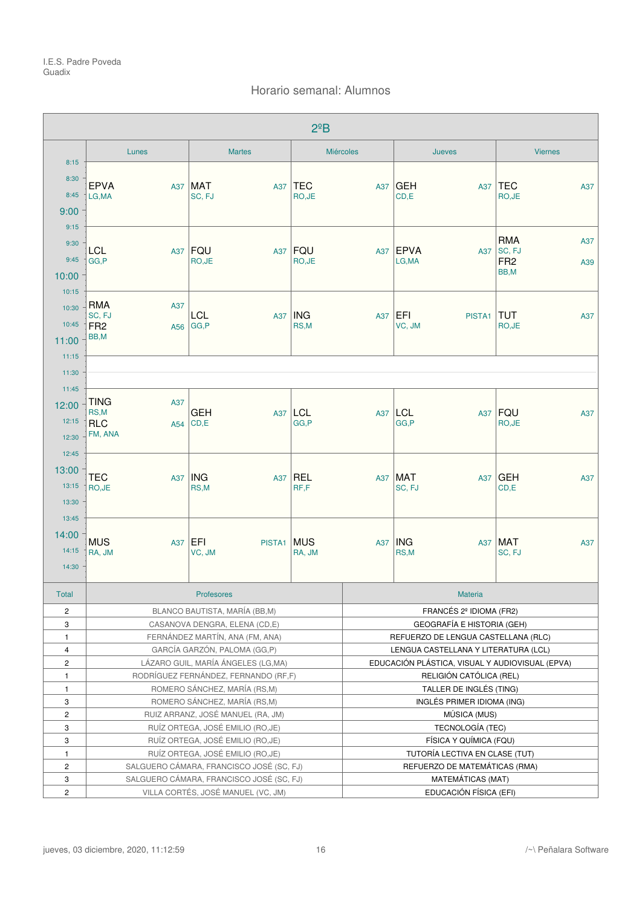I.E.S. Padre Poveda
Guadix

## Horario semanal: Alumnos

### 2ºB

| | Lunes | Martes | Miércoles | Jueves | Viernes |
|---|---|---|---|---|---|
| 8:15 - 9:15 | EPVA A37 LG,MA | MAT A37 SC, FJ | TEC A37 RO,JE | GEH A37 CD,E | TEC A37 RO,JE |
| 9:15 - 10:15 | LCL A37 GG,P | FQU A37 RO,JE | FQU A37 RO,JE | EPVA A37 LG,MA | RMA A37 SC, FJ / FR2 A39 BB,M |
| 10:15 - 11:15 | RMA A37 SC, FJ / FR2 A56 BB,M | LCL A37 GG,P | ING A37 RS,M | EFI PISTA1 VC, JM | TUT A37 RO,JE |
| 11:15 - 11:45 | | | | | |
| 11:45 - 12:45 | TING A37 RS,M / RLC A54 FM, ANA | GEH A37 CD,E | LCL A37 GG,P | LCL A37 GG,P | FQU A37 RO,JE |
| 12:45 - 13:45 | TEC A37 RO,JE | ING A37 RS,M | REL A37 RF,F | MAT A37 SC, FJ | GEH A37 CD,E |
| 13:45 - 14:45 | MUS A37 RA, JM | EFI PISTA1 VC, JM | MUS A37 RA, JM | ING A37 RS,M | MAT A37 SC, FJ |

| Total | Profesores | Materia |
|---|---|---|
| 2 | BLANCO BAUTISTA, MARÍA (BB,M) | FRANCÉS 2º IDIOMA (FR2) |
| 3 | CASANOVA DENGRA, ELENA (CD,E) | GEOGRAFÍA E HISTORIA (GEH) |
| 1 | FERNÁNDEZ MARTÍN, ANA (FM, ANA) | REFUERZO DE LENGUA CASTELLANA (RLC) |
| 4 | GARCÍA GARZÓN, PALOMA (GG,P) | LENGUA CASTELLANA Y LITERATURA (LCL) |
| 2 | LÁZARO GUIL, MARÍA ÁNGELES (LG,MA) | EDUCACIÓN PLÁSTICA, VISUAL Y AUDIOVISUAL (EPVA) |
| 1 | RODRÍGUEZ FERNÁNDEZ, FERNANDO (RF,F) | RELIGIÓN CATÓLICA (REL) |
| 1 | ROMERO SÁNCHEZ, MARÍA (RS,M) | TALLER DE INGLÉS (TING) |
| 3 | ROMERO SÁNCHEZ, MARÍA (RS,M) | INGLÉS PRIMER IDIOMA (ING) |
| 2 | RUIZ ARRANZ, JOSÉ MANUEL (RA, JM) | MÚSICA (MUS) |
| 3 | RUÍZ ORTEGA, JOSÉ EMILIO (RO,JE) | TECNOLOGÍA (TEC) |
| 3 | RUÍZ ORTEGA, JOSÉ EMILIO (RO,JE) | FÍSICA Y QUÍMICA (FQU) |
| 1 | RUÍZ ORTEGA, JOSÉ EMILIO (RO,JE) | TUTORÍA LECTIVA EN CLASE (TUT) |
| 2 | SALGUERO CÁMARA, FRANCISCO JOSÉ (SC, FJ) | REFUERZO DE MATEMÁTICAS (RMA) |
| 3 | SALGUERO CÁMARA, FRANCISCO JOSÉ (SC, FJ) | MATEMÁTICAS (MAT) |
| 2 | VILLA CORTÉS, JOSÉ MANUEL (VC, JM) | EDUCACIÓN FÍSICA (EFI) |

jueves, 03 diciembre, 2020, 11:12:59 — /~\ Peñalara Software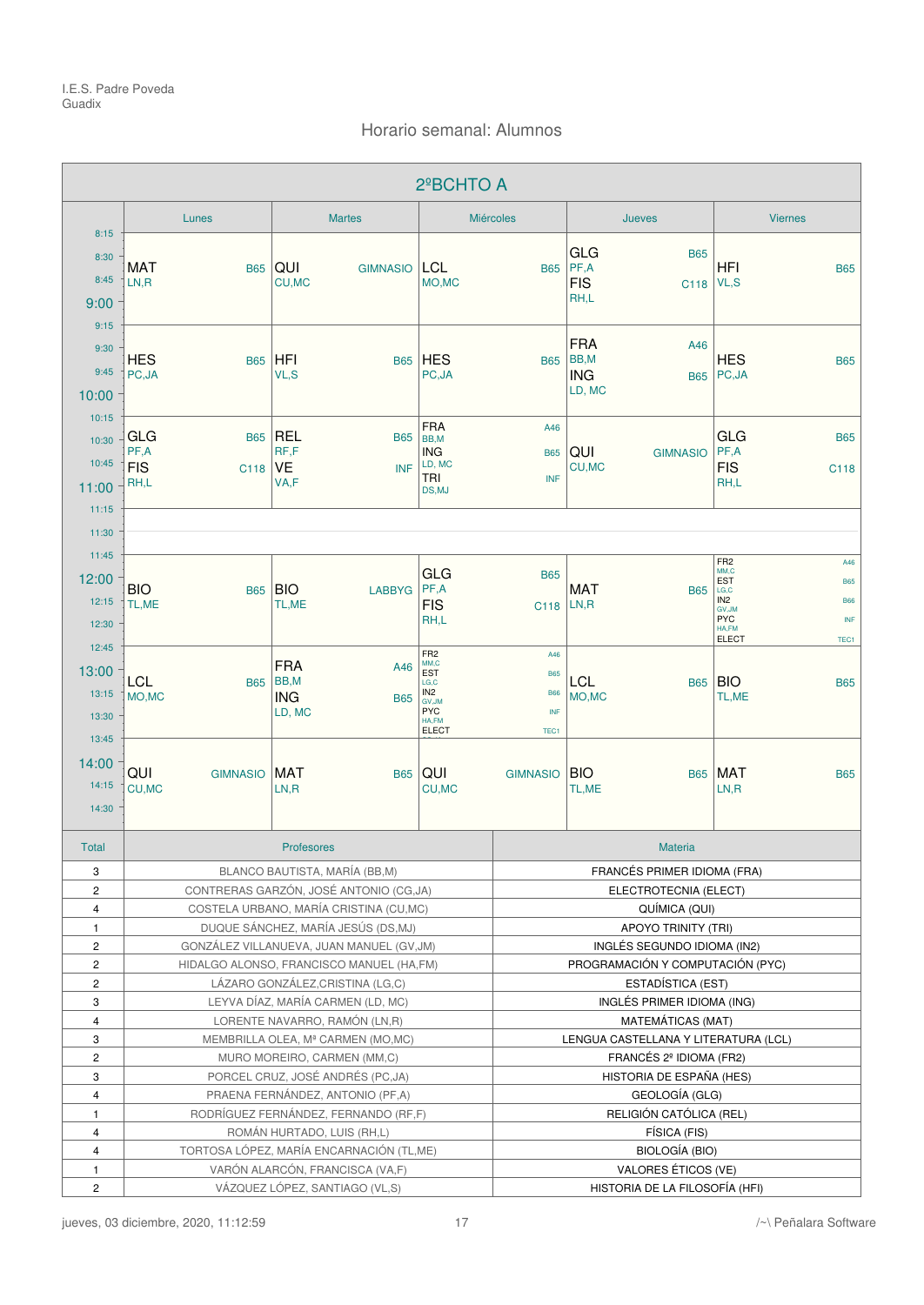I.E.S. Padre Poveda
Guadix

## Horario semanal: Alumnos

### 2ºBCHTO A

| Hora | Lunes | Martes | Miércoles | Jueves | Viernes |
|---|---|---|---|---|---|
| 8:15 – 9:15 | MAT B65 LN,R | QUI GIMNASIO CU,MC | LCL B65 MO,MC | GLG B65 PF,A / FIS C118 RH,L | HFI B65 VL,S |
| 9:15 – 10:15 | HES B65 PC,JA | HFI B65 VL,S | HES B65 PC,JA | FRA A46 BB,M / ING B65 LD, MC | HES B65 PC,JA |
| 10:15 – 11:15 | GLG B65 PF,A / FIS C118 RH,L | REL B65 RF,F / VE INF VA,F | FRA A46 BB,M / ING B65 LD, MC / TRI INF DS,MJ | QUI GIMNASIO CU,MC | GLG B65 PF,A / FIS C118 RH,L |
| 11:15 – 11:45 | | | | | |
| 11:45 – 12:45 | BIO B65 TL,ME | BIO LABBYG TL,ME | GLG B65 PF,A / FIS C118 RH,L | MAT B65 LN,R | FR2 A46 MM,C / EST B65 LG,C / IN2 B66 GV,JM / PYC INF HA,FM / ELECT TEC1 |
| 12:45 – 13:45 | LCL B65 MO,MC | FRA A46 BB,M / ING B65 LD, MC | FR2 A46 MM,C / EST B65 LG,C / IN2 B66 GV,JM / PYC INF HA,FM / ELECT TEC1 | LCL B65 MO,MC | BIO B65 TL,ME |
| 13:45 – 14:45 | QUI GIMNASIO CU,MC | MAT B65 LN,R | QUI GIMNASIO CU,MC | BIO B65 TL,ME | MAT B65 LN,R |

| Total | Profesores | Materia |
|---|---|---|
| 3 | BLANCO BAUTISTA, MARÍA (BB,M) | FRANCÉS PRIMER IDIOMA (FRA) |
| 2 | CONTRERAS GARZÓN, JOSÉ ANTONIO (CG,JA) | ELECTROTECNIA (ELECT) |
| 4 | COSTELA URBANO, MARÍA CRISTINA (CU,MC) | QUÍMICA (QUI) |
| 1 | DUQUE SÁNCHEZ, MARÍA JESÚS (DS,MJ) | APOYO TRINITY (TRI) |
| 2 | GONZÁLEZ VILLANUEVA, JUAN MANUEL (GV,JM) | INGLÉS SEGUNDO IDIOMA (IN2) |
| 2 | HIDALGO ALONSO, FRANCISCO MANUEL (HA,FM) | PROGRAMACIÓN Y COMPUTACIÓN (PYC) |
| 2 | LÁZARO GONZÁLEZ,CRISTINA (LG,C) | ESTADÍSTICA (EST) |
| 3 | LEYVA DÍAZ, MARÍA CARMEN (LD, MC) | INGLÉS PRIMER IDIOMA (ING) |
| 4 | LORENTE NAVARRO, RAMÓN (LN,R) | MATEMÁTICAS (MAT) |
| 3 | MEMBRILLA OLEA, Mª CARMEN (MO,MC) | LENGUA CASTELLANA Y LITERATURA (LCL) |
| 2 | MURO MOREIRO, CARMEN (MM,C) | FRANCÉS 2º IDIOMA (FR2) |
| 3 | PORCEL CRUZ, JOSÉ ANDRÉS (PC,JA) | HISTORIA DE ESPAÑA (HES) |
| 4 | PRAENA FERNÁNDEZ, ANTONIO (PF,A) | GEOLOGÍA (GLG) |
| 1 | RODRÍGUEZ FERNÁNDEZ, FERNANDO (RF,F) | RELIGIÓN CATÓLICA (REL) |
| 4 | ROMÁN HURTADO, LUIS (RH,L) | FÍSICA (FIS) |
| 4 | TORTOSA LÓPEZ, MARÍA ENCARNACIÓN (TL,ME) | BIOLOGÍA (BIO) |
| 1 | VARÓN ALARCÓN, FRANCISCA (VA,F) | VALORES ÉTICOS (VE) |
| 2 | VÁZQUEZ LÓPEZ, SANTIAGO (VL,S) | HISTORIA DE LA FILOSOFÍA (HFI) |

jueves, 03 diciembre, 2020, 11:12:59 — /~\ Peñalara Software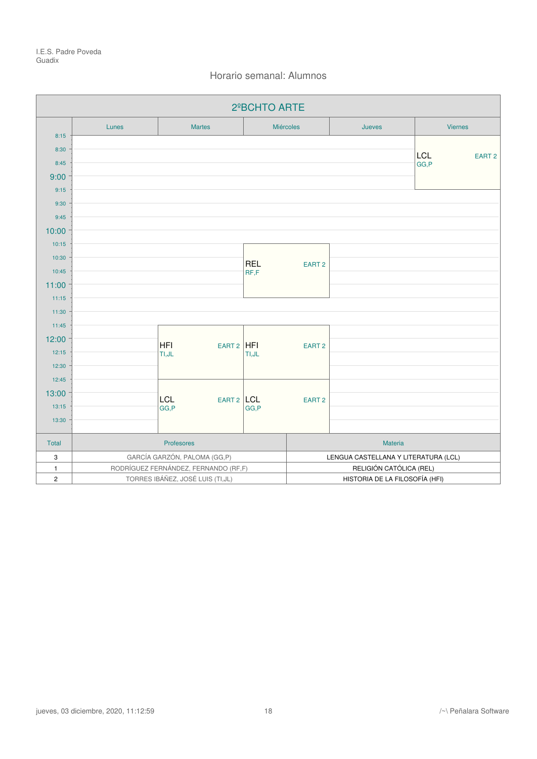I.E.S. Padre Poveda
Guadix

## Horario semanal: Alumnos

### 2ºBCHTO ARTE

| | Lunes | Martes | Miércoles | Jueves | Viernes |
|---|---|---|---|---|---|
| 8:15 | | | | | LCL GG,P EART 2 |
| 10:30 | | | REL RF,F EART 2 | | |
| 11:45 | | HFI TI,JL EART 2 | HFI TI,JL EART 2 | | |
| 12:45 | | LCL GG,P EART 2 | LCL GG,P EART 2 | | |

| Total | Profesores | Materia |
|---|---|---|
| 3 | GARCÍA GARZÓN, PALOMA (GG,P) | LENGUA CASTELLANA Y LITERATURA (LCL) |
| 1 | RODRÍGUEZ FERNÁNDEZ, FERNANDO (RF,F) | RELIGIÓN CATÓLICA (REL) |
| 2 | TORRES IBÁÑEZ, JOSÉ LUIS (TI,JL) | HISTORIA DE LA FILOSOFÍA (HFI) |

jueves, 03 diciembre, 2020, 11:12:59 /~\ Peñalara Software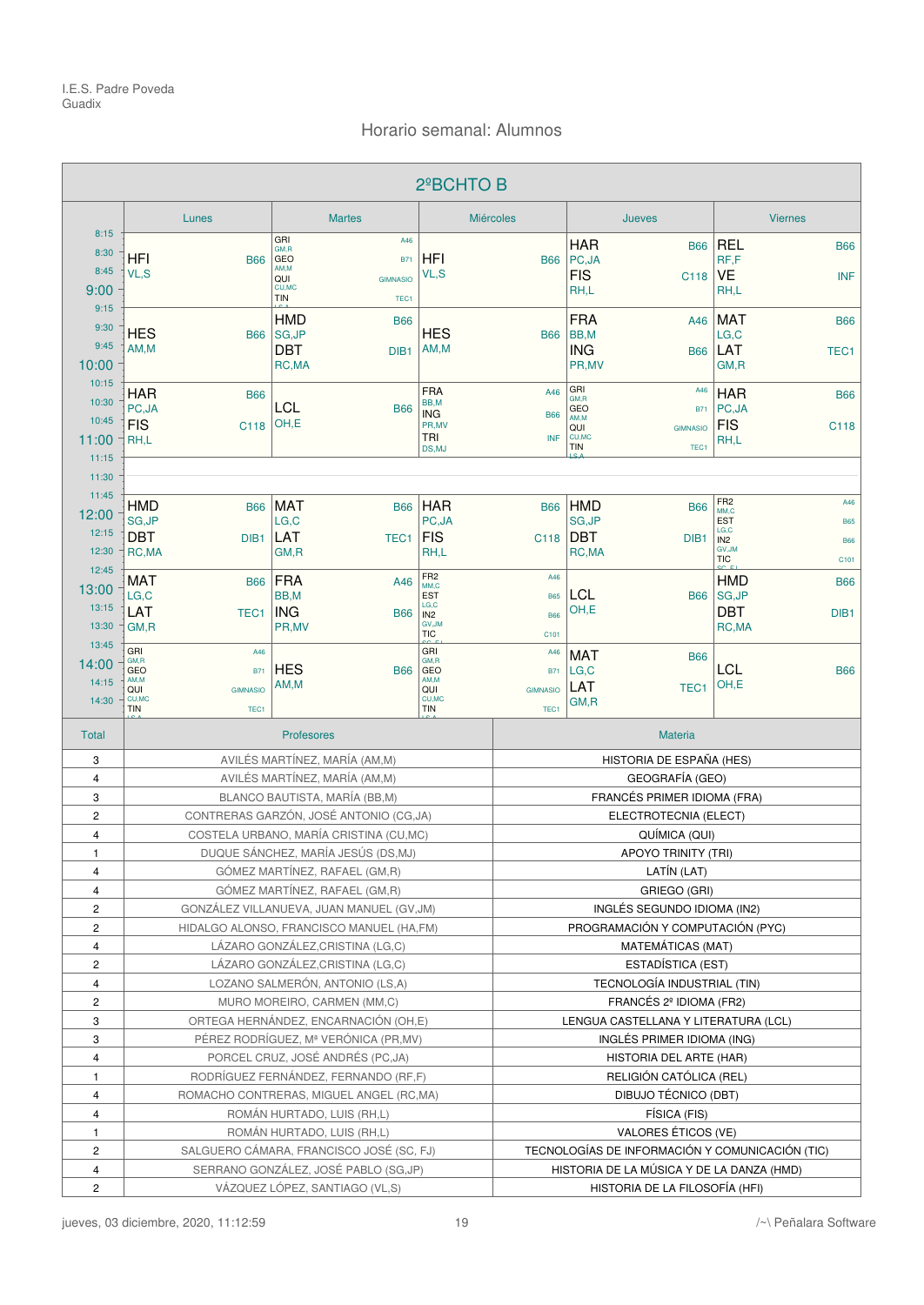I.E.S. Padre Poveda
Guadix

## Horario semanal: Alumnos

### 2ºBCHTO B

| | Lunes | Martes | Miércoles | Jueves | Viernes |
|---|---|---|---|---|---|
| 8:15 - 9:15 | HFI B66 VL,S | GRI A46 GM,R / GEO B71 AM,M / QUI GIMNASIO CU,MC / TIN TEC1 LS,A | HFI B66 VL,S | HAR B66 PC,JA / FIS C118 RH,L | REL B66 RF,F / VE INF RH,L |
| 9:15 - 10:15 | HES B66 AM,M | HMD B66 SG,JP / DBT DIB1 RC,MA | HES B66 AM,M | FRA A46 BB,M / ING B66 PR,MV | MAT B66 LG,C / LAT TEC1 GM,R |
| 10:15 - 11:15 | HAR B66 PC,JA / FIS C118 RH,L | LCL B66 OH,E | FRA A46 BB,M / ING B66 PR,MV / TRI INF DS,MJ | GRI A46 GM,R / GEO B71 AM,M / QUI GIMNASIO CU,MC / TIN TEC1 LS,A | HAR B66 PC,JA / FIS C118 RH,L |
| 11:15 - 11:45 | | | | | |
| 11:45 - 12:45 | HMD B66 SG,JP / DBT DIB1 RC,MA | MAT B66 LG,C / LAT TEC1 GM,R | HAR B66 PC,JA / FIS C118 RH,L | HMD B66 SG,JP / DBT DIB1 RC,MA | FR2 A46 MM,C / EST B65 LG,C / IN2 B66 GV,JM / TIC C101 SC,FJ |
| 12:45 - 13:45 | MAT B66 LG,C / LAT TEC1 GM,R | FRA A46 BB,M / ING B66 PR,MV | FR2 A46 MM,C / EST B65 LG,C / IN2 B66 GV,JM / TIC C101 SC,FJ | LCL B66 OH,E | HMD B66 SG,JP / DBT DIB1 RC,MA |
| 13:45 - 14:45 | GRI A46 GM,R / GEO B71 AM,M / QUI GIMNASIO CU,MC / TIN TEC1 LS,A | HES B66 AM,M | GRI A46 GM,R / GEO B71 AM,M / QUI GIMNASIO CU,MC / TIN TEC1 LS,A | MAT B66 LG,C / LAT TEC1 GM,R | LCL B66 OH,E |

| Total | Profesores | Materia |
|---|---|---|
| 3 | AVILÉS MARTÍNEZ, MARÍA (AM,M) | HISTORIA DE ESPAÑA (HES) |
| 4 | AVILÉS MARTÍNEZ, MARÍA (AM,M) | GEOGRAFÍA (GEO) |
| 3 | BLANCO BAUTISTA, MARÍA (BB,M) | FRANCÉS PRIMER IDIOMA (FRA) |
| 2 | CONTRERAS GARZÓN, JOSÉ ANTONIO (CG,JA) | ELECTROTECNIA (ELECT) |
| 4 | COSTELA URBANO, MARÍA CRISTINA (CU,MC) | QUÍMICA (QUI) |
| 1 | DUQUE SÁNCHEZ, MARÍA JESÚS (DS,MJ) | APOYO TRINITY (TRI) |
| 4 | GÓMEZ MARTÍNEZ, RAFAEL (GM,R) | LATÍN (LAT) |
| 4 | GÓMEZ MARTÍNEZ, RAFAEL (GM,R) | GRIEGO (GRI) |
| 2 | GONZÁLEZ VILLANUEVA, JUAN MANUEL (GV,JM) | INGLÉS SEGUNDO IDIOMA (IN2) |
| 2 | HIDALGO ALONSO, FRANCISCO MANUEL (HA,FM) | PROGRAMACIÓN Y COMPUTACIÓN (PYC) |
| 4 | LÁZARO GONZÁLEZ,CRISTINA (LG,C) | MATEMÁTICAS (MAT) |
| 2 | LÁZARO GONZÁLEZ,CRISTINA (LG,C) | ESTADÍSTICA (EST) |
| 4 | LOZANO SALMERÓN, ANTONIO (LS,A) | TECNOLOGÍA INDUSTRIAL (TIN) |
| 2 | MURO MOREIRO, CARMEN (MM,C) | FRANCÉS 2º IDIOMA (FR2) |
| 3 | ORTEGA HERNÁNDEZ, ENCARNACIÓN (OH,E) | LENGUA CASTELLANA Y LITERATURA (LCL) |
| 3 | PÉREZ RODRÍGUEZ, Mª VERÓNICA (PR,MV) | INGLÉS PRIMER IDIOMA (ING) |
| 4 | PORCEL CRUZ, JOSÉ ANDRÉS (PC,JA) | HISTORIA DEL ARTE (HAR) |
| 1 | RODRÍGUEZ FERNÁNDEZ, FERNANDO (RF,F) | RELIGIÓN CATÓLICA (REL) |
| 4 | ROMACHO CONTRERAS, MIGUEL ANGEL (RC,MA) | DIBUJO TÉCNICO (DBT) |
| 4 | ROMÁN HURTADO, LUIS (RH,L) | FÍSICA (FIS) |
| 1 | ROMÁN HURTADO, LUIS (RH,L) | VALORES ÉTICOS (VE) |
| 2 | SALGUERO CÁMARA, FRANCISCO JOSÉ (SC, FJ) | TECNOLOGÍAS DE INFORMACIÓN Y COMUNICACIÓN (TIC) |
| 4 | SERRANO GONZÁLEZ, JOSÉ PABLO (SG,JP) | HISTORIA DE LA MÚSICA Y DE LA DANZA (HMD) |
| 2 | VÁZQUEZ LÓPEZ, SANTIAGO (VL,S) | HISTORIA DE LA FILOSOFÍA (HFI) |

jueves, 03 diciembre, 2020, 11:12:59 — /~\ Peñalara Software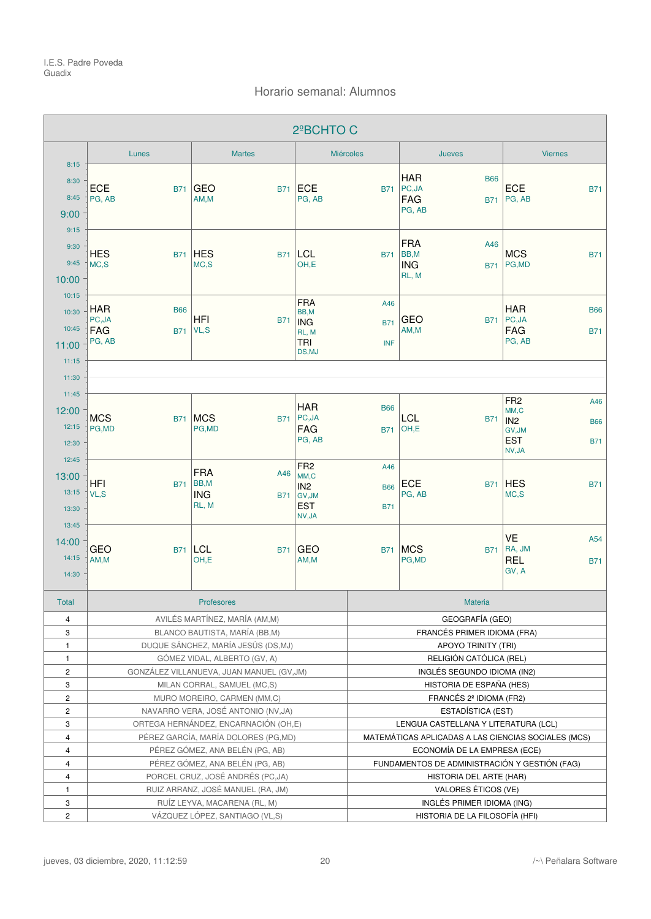I.E.S. Padre Poveda
Guadix

## Horario semanal: Alumnos

### 2ºBCHTO C

| Hora | Lunes | Martes | Miércoles | Jueves | Viernes |
|---|---|---|---|---|---|
| 8:15 – 9:15 | ECE B71 PG, AB | GEO B71 AM,M | ECE B71 PG, AB | HAR B66 PC,JA / FAG B71 PG, AB | ECE B71 PG, AB |
| 9:15 – 10:15 | HES B71 MC,S | HES B71 MC,S | LCL B71 OH,E | FRA A46 BB,M / ING B71 RL, M | MCS B71 PG,MD |
| 10:15 – 11:15 | HAR B66 PC,JA / FAG B71 PG, AB | HFI B71 VL,S | FRA A46 BB,M / ING B71 RL, M / TRI INF DS,MJ | GEO B71 AM,M | HAR B66 PC,JA / FAG B71 PG, AB |
| 11:15 – 11:45 | | | | | |
| 11:45 – 12:45 | MCS B71 PG,MD | MCS B71 PG,MD | HAR B66 PC,JA / FAG B71 PG, AB | LCL B71 OH,E | FR2 A46 MM,C / IN2 B66 GV,JM / EST B71 NV,JA |
| 12:45 – 13:45 | HFI B71 VL,S | FRA A46 BB,M / ING B71 RL, M | FR2 A46 MM,C / IN2 B66 GV,JM / EST B71 NV,JA | ECE B71 PG, AB | HES B71 MC,S |
| 13:45 – 14:45 | GEO B71 AM,M | LCL B71 OH,E | GEO B71 AM,M | MCS B71 PG,MD | VE A54 RA, JM / REL B71 GV, A |

| Total | Profesores | Materia |
|---|---|---|
| 4 | AVILÉS MARTÍNEZ, MARÍA (AM,M) | GEOGRAFÍA (GEO) |
| 3 | BLANCO BAUTISTA, MARÍA (BB,M) | FRANCÉS PRIMER IDIOMA (FRA) |
| 1 | DUQUE SÁNCHEZ, MARÍA JESÚS (DS,MJ) | APOYO TRINITY (TRI) |
| 1 | GÓMEZ VIDAL, ALBERTO (GV, A) | RELIGIÓN CATÓLICA (REL) |
| 2 | GONZÁLEZ VILLANUEVA, JUAN MANUEL (GV,JM) | INGLÉS SEGUNDO IDIOMA (IN2) |
| 3 | MILAN CORRAL, SAMUEL (MC,S) | HISTORIA DE ESPAÑA (HES) |
| 2 | MURO MOREIRO, CARMEN (MM,C) | FRANCÉS 2º IDIOMA (FR2) |
| 2 | NAVARRO VERA, JOSÉ ANTONIO (NV,JA) | ESTADÍSTICA (EST) |
| 3 | ORTEGA HERNÁNDEZ, ENCARNACIÓN (OH,E) | LENGUA CASTELLANA Y LITERATURA (LCL) |
| 4 | PÉREZ GARCÍA, MARÍA DOLORES (PG,MD) | MATEMÁTICAS APLICADAS A LAS CIENCIAS SOCIALES (MCS) |
| 4 | PÉREZ GÓMEZ, ANA BELÉN (PG, AB) | ECONOMÍA DE LA EMPRESA (ECE) |
| 4 | PÉREZ GÓMEZ, ANA BELÉN (PG, AB) | FUNDAMENTOS DE ADMINISTRACIÓN Y GESTIÓN (FAG) |
| 4 | PORCEL CRUZ, JOSÉ ANDRÉS (PC,JA) | HISTORIA DEL ARTE (HAR) |
| 1 | RUIZ ARRANZ, JOSÉ MANUEL (RA, JM) | VALORES ÉTICOS (VE) |
| 3 | RUÍZ LEYVA, MACARENA (RL, M) | INGLÉS PRIMER IDIOMA (ING) |
| 2 | VÁZQUEZ LÓPEZ, SANTIAGO (VL,S) | HISTORIA DE LA FILOSOFÍA (HFI) |

jueves, 03 diciembre, 2020, 11:12:59 — /~\ Peñalara Software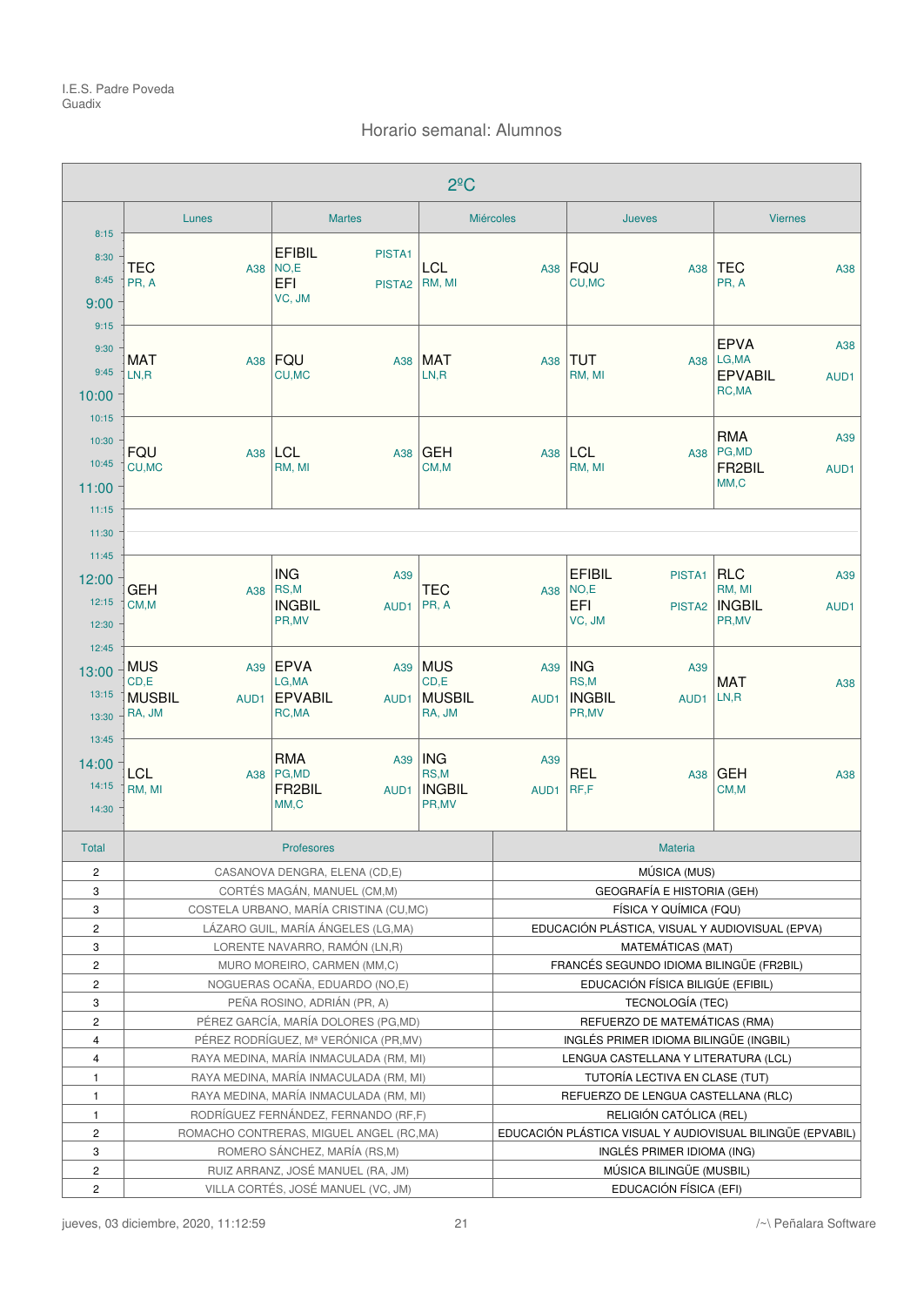I.E.S. Padre Poveda
Guadix

## Horario semanal: Alumnos

### 2ºC

| | Lunes | Martes | Miércoles | Jueves | Viernes |
|---|---|---|---|---|---|
| 8:15 – 9:15 | TEC A38 PR, A | EFIBIL PISTA1 NO,E / EFI PISTA2 VC, JM | LCL A38 RM, MI | FQU A38 CU,MC | TEC A38 PR, A |
| 9:15 – 10:15 | MAT A38 LN,R | FQU A38 CU,MC | MAT A38 LN,R | TUT A38 RM, MI | EPVA A38 LG,MA / EPVABIL AUD1 RC,MA |
| 10:15 – 11:15 | FQU A38 CU,MC | LCL A38 RM, MI | GEH A38 CM,M | LCL A38 RM, MI | RMA A39 PG,MD / FR2BIL AUD1 MM,C |
| 11:15 – 11:45 | | | | | |
| 11:45 – 12:45 | GEH A38 CM,M | ING A39 RS,M / INGBIL AUD1 PR,MV | TEC A38 PR, A | EFIBIL PISTA1 NO,E / EFI PISTA2 VC, JM | RLC A39 RM, MI / INGBIL AUD1 PR,MV |
| 12:45 – 13:45 | MUS A39 CD,E / MUSBIL AUD1 RA, JM | EPVA A39 LG,MA / EPVABIL AUD1 RC,MA | MUS A39 CD,E / MUSBIL AUD1 RA, JM | ING A39 RS,M / INGBIL AUD1 PR,MV | MAT A38 LN,R |
| 13:45 – 14:45 | LCL A38 RM, MI | RMA A39 PG,MD / FR2BIL AUD1 MM,C | ING A39 RS,M / INGBIL AUD1 PR,MV | REL A38 RF,F | GEH A38 CM,M |

| Total | Profesores | Materia |
|---|---|---|
| 2 | CASANOVA DENGRA, ELENA (CD,E) | MÚSICA (MUS) |
| 3 | CORTÉS MAGÁN, MANUEL (CM,M) | GEOGRAFÍA E HISTORIA (GEH) |
| 3 | COSTELA URBANO, MARÍA CRISTINA (CU,MC) | FÍSICA Y QUÍMICA (FQU) |
| 2 | LÁZARO GUIL, MARÍA ÁNGELES (LG,MA) | EDUCACIÓN PLÁSTICA, VISUAL Y AUDIOVISUAL (EPVA) |
| 3 | LORENTE NAVARRO, RAMÓN (LN,R) | MATEMÁTICAS (MAT) |
| 2 | MURO MOREIRO, CARMEN (MM,C) | FRANCÉS SEGUNDO IDIOMA BILINGÜE (FR2BIL) |
| 2 | NOGUERAS OCAÑA, EDUARDO (NO,E) | EDUCACIÓN FÍSICA BILIGÜE (EFIBIL) |
| 3 | PEÑA ROSINO, ADRIÁN (PR, A) | TECNOLOGÍA (TEC) |
| 2 | PÉREZ GARCÍA, MARÍA DOLORES (PG,MD) | REFUERZO DE MATEMÁTICAS (RMA) |
| 4 | PÉREZ RODRÍGUEZ, Mª VERÓNICA (PR,MV) | INGLÉS PRIMER IDIOMA BILINGÜE (INGBIL) |
| 4 | RAYA MEDINA, MARÍA INMACULADA (RM, MI) | LENGUA CASTELLANA Y LITERATURA (LCL) |
| 1 | RAYA MEDINA, MARÍA INMACULADA (RM, MI) | TUTORÍA LECTIVA EN CLASE (TUT) |
| 1 | RAYA MEDINA, MARÍA INMACULADA (RM, MI) | REFUERZO DE LENGUA CASTELLANA (RLC) |
| 1 | RODRÍGUEZ FERNÁNDEZ, FERNANDO (RF,F) | RELIGIÓN CATÓLICA (REL) |
| 2 | ROMACHO CONTRERAS, MIGUEL ANGEL (RC,MA) | EDUCACIÓN PLÁSTICA VISUAL Y AUDIOVISUAL BILINGÜE (EPVABIL) |
| 3 | ROMERO SÁNCHEZ, MARÍA (RS,M) | INGLÉS PRIMER IDIOMA (ING) |
| 2 | RUIZ ARRANZ, JOSÉ MANUEL (RA, JM) | MÚSICA BILINGÜE (MUSBIL) |
| 2 | VILLA CORTÉS, JOSÉ MANUEL (VC, JM) | EDUCACIÓN FÍSICA (EFI) |

jueves, 03 diciembre, 2020, 11:12:59 — /~\ Peñalara Software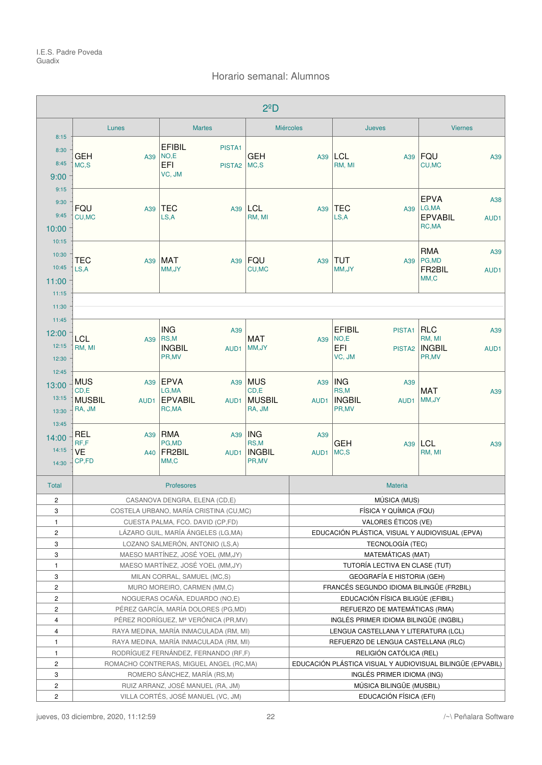I.E.S. Padre Poveda
Guadix

## Horario semanal: Alumnos

### 2ºD

| Hora | Lunes | Martes | Miércoles | Jueves | Viernes |
|---|---|---|---|---|---|
| 8:15 - 9:15 | GEH A39 MC,S | EFIBIL PISTA1 NO,E / EFI PISTA2 VC, JM | GEH A39 MC,S | LCL A39 RM, MI | FQU A39 CU,MC |
| 9:15 - 10:15 | FQU A39 CU,MC | TEC A39 LS,A | LCL A39 RM, MI | TEC A39 LS,A | EPVA A38 LG,MA / EPVABIL AUD1 RC,MA |
| 10:15 - 11:15 | TEC A39 LS,A | MAT A39 MM,JY | FQU A39 CU,MC | TUT A39 MM,JY | RMA A39 PG,MD / FR2BIL AUD1 MM,C |
| 11:15 - 11:45 | | | | | |
| 11:45 - 12:45 | LCL A39 RM, MI | ING A39 RS,M / INGBIL AUD1 PR,MV | MAT A39 MM,JY | EFIBIL PISTA1 NO,E / EFI PISTA2 VC, JM | RLC A39 RM, MI / INGBIL AUD1 PR,MV |
| 12:45 - 13:45 | MUS A39 CD,E / MUSBIL AUD1 RA, JM | EPVA A39 LG,MA / EPVABIL AUD1 RC,MA | MUS A39 CD,E / MUSBIL AUD1 RA, JM | ING A39 RS,M / INGBIL AUD1 PR,MV | MAT A39 MM,JY |
| 13:45 - 14:45 | REL A39 RF,F / VE A40 CP,FD | RMA A39 PG,MD / FR2BIL AUD1 MM,C | ING A39 RS,M / INGBIL AUD1 PR,MV | GEH A39 MC,S | LCL A39 RM, MI |

| Total | Profesores | Materia |
|---|---|---|
| 2 | CASANOVA DENGRA, ELENA (CD,E) | MÚSICA (MUS) |
| 3 | COSTELA URBANO, MARÍA CRISTINA (CU,MC) | FÍSICA Y QUÍMICA (FQU) |
| 1 | CUESTA PALMA, FCO. DAVID (CP,FD) | VALORES ÉTICOS (VE) |
| 2 | LÁZARO GUIL, MARÍA ÁNGELES (LG,MA) | EDUCACIÓN PLÁSTICA, VISUAL Y AUDIOVISUAL (EPVA) |
| 3 | LOZANO SALMERÓN, ANTONIO (LS,A) | TECNOLOGÍA (TEC) |
| 3 | MAESO MARTÍNEZ, JOSÉ YOEL (MM,JY) | MATEMÁTICAS (MAT) |
| 1 | MAESO MARTÍNEZ, JOSÉ YOEL (MM,JY) | TUTORÍA LECTIVA EN CLASE (TUT) |
| 3 | MILAN CORRAL, SAMUEL (MC,S) | GEOGRAFÍA E HISTORIA (GEH) |
| 2 | MURO MOREIRO, CARMEN (MM,C) | FRANCÉS SEGUNDO IDIOMA BILINGÜE (FR2BIL) |
| 2 | NOGUERAS OCAÑA, EDUARDO (NO,E) | EDUCACIÓN FÍSICA BILIGÜE (EFIBIL) |
| 2 | PÉREZ GARCÍA, MARÍA DOLORES (PG,MD) | REFUERZO DE MATEMÁTICAS (RMA) |
| 4 | PÉREZ RODRÍGUEZ, Mª VERÓNICA (PR,MV) | INGLÉS PRIMER IDIOMA BILINGÜE (INGBIL) |
| 4 | RAYA MEDINA, MARÍA INMACULADA (RM, MI) | LENGUA CASTELLANA Y LITERATURA (LCL) |
| 1 | RAYA MEDINA, MARÍA INMACULADA (RM, MI) | REFUERZO DE LENGUA CASTELLANA (RLC) |
| 1 | RODRÍGUEZ FERNÁNDEZ, FERNANDO (RF,F) | RELIGIÓN CATÓLICA (REL) |
| 2 | ROMACHO CONTRERAS, MIGUEL ANGEL (RC,MA) | EDUCACIÓN PLÁSTICA VISUAL Y AUDIOVISUAL BILINGÜE (EPVABIL) |
| 3 | ROMERO SÁNCHEZ, MARÍA (RS,M) | INGLÉS PRIMER IDIOMA (ING) |
| 2 | RUIZ ARRANZ, JOSÉ MANUEL (RA, JM) | MÚSICA BILINGÜE (MUSBIL) |
| 2 | VILLA CORTÉS, JOSÉ MANUEL (VC, JM) | EDUCACIÓN FÍSICA (EFI) |

jueves, 03 diciembre, 2020, 11:12:59 — /~\ Peñalara Software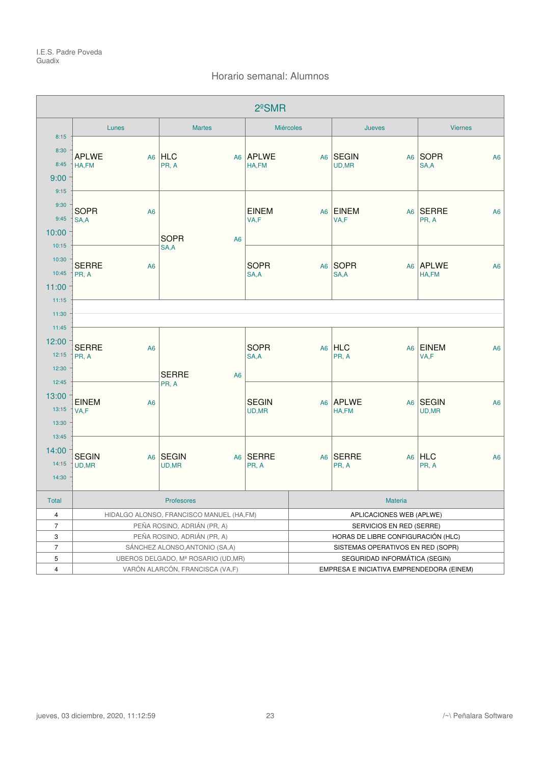I.E.S. Padre Poveda
Guadix

## Horario semanal: Alumnos

### 2ºSMR

| Hora | Lunes | Martes | Miércoles | Jueves | Viernes |
|---|---|---|---|---|---|
| 8:15 – 9:15 | APLWE A6 HA,FM | HLC A6 PR, A | APLWE A6 HA,FM | SEGIN A6 UD,MR | SOPR A6 SA,A |
| 9:15 – 10:15 | SOPR A6 SA,A | SOPR A6 SA,A | EINEM A6 VA,F | EINEM A6 VA,F | SERRE A6 PR, A |
| 10:15 – 11:15 | SERRE A6 PR, A | | SOPR A6 SA,A | SOPR A6 SA,A | APLWE A6 HA,FM |
| 11:15 – 11:45 | | | | | |
| 11:45 – 12:45 | SERRE A6 PR, A | SERRE A6 PR, A | SOPR A6 SA,A | HLC A6 PR, A | EINEM A6 VA,F |
| 12:45 – 13:45 | EINEM A6 VA,F | | SEGIN A6 UD,MR | APLWE A6 HA,FM | SEGIN A6 UD,MR |
| 13:45 – 14:45 | SEGIN A6 UD,MR | SEGIN A6 UD,MR | SERRE A6 PR, A | SERRE A6 PR, A | HLC A6 PR, A |

| Total | Profesores | Materia |
|---|---|---|
| 4 | HIDALGO ALONSO, FRANCISCO MANUEL (HA,FM) | APLICACIONES WEB (APLWE) |
| 7 | PEÑA ROSINO, ADRIÁN (PR, A) | SERVICIOS EN RED (SERRE) |
| 3 | PEÑA ROSINO, ADRIÁN (PR, A) | HORAS DE LIBRE CONFIGURACIÓN (HLC) |
| 7 | SÁNCHEZ ALONSO,ANTONIO (SA,A) | SISTEMAS OPERATIVOS EN RED (SOPR) |
| 5 | UBEROS DELGADO, Mª ROSARIO (UD,MR) | SEGURIDAD INFORMÁTICA (SEGIN) |
| 4 | VARÓN ALARCÓN, FRANCISCA (VA,F) | EMPRESA E INICIATIVA EMPRENDEDORA (EINEM) |

jueves, 03 diciembre, 2020, 11:12:59 /~\ Peñalara Software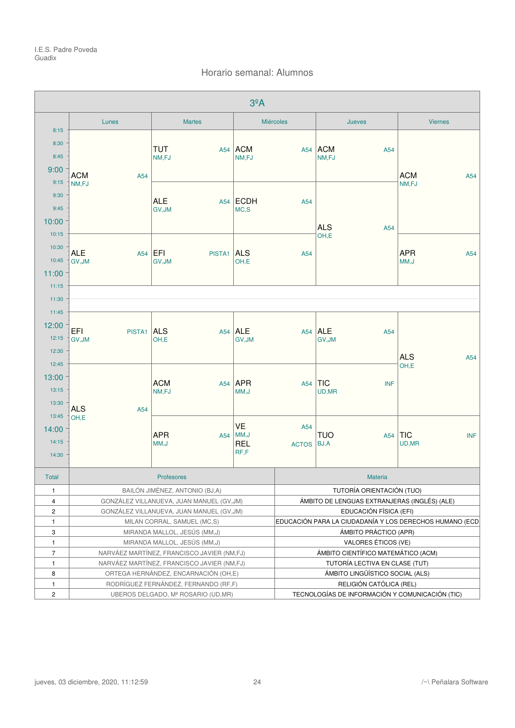I.E.S. Padre Poveda
Guadix

## Horario semanal: Alumnos

### 3ºA

| Hora | Lunes | Martes | Miércoles | Jueves | Viernes |
|---|---|---|---|---|---|
| 8:15 – 9:15 | ACM A54 NM,FJ | TUT A54 NM,FJ | ACM A54 NM,FJ | ACM A54 NM,FJ | ACM A54 NM,FJ |
| 9:15 – 10:15 | | ALE A54 GV,JM | ECDH A54 MC,S | ALS A54 OH,E | |
| 10:15 – 11:15 | ALE A54 GV,JM | EFI PISTA1 GV,JM | ALS A54 OH,E | | APR A54 MM,J |
| 11:15 – 11:45 | | | | | |
| 11:45 – 12:45 | EFI PISTA1 GV,JM | ALS A54 OH,E | ALE A54 GV,JM | ALE A54 GV,JM | ALS A54 OH,E |
| 12:45 – 13:45 | ALS A54 OH,E | ACM A54 NM,FJ | APR A54 MM,J | TIC INF UD,MR | |
| 13:45 – 14:45 | | APR A54 MM,J | VE A54 MM,J / REL ACTOS RF,F | TUO A54 BJ,A | TIC INF UD,MR |

| Total | Profesores | Materia |
|---|---|---|
| 1 | BAILÓN JIMÉNEZ, ANTONIO (BJ,A) | TUTORÍA ORIENTACIÓN (TUO) |
| 4 | GONZÁLEZ VILLANUEVA, JUAN MANUEL (GV,JM) | ÁMBITO DE LENGUAS EXTRANJERAS (INGLÉS) (ALE) |
| 2 | GONZÁLEZ VILLANUEVA, JUAN MANUEL (GV,JM) | EDUCACIÓN FÍSICA (EFI) |
| 1 | MILAN CORRAL, SAMUEL (MC,S) | EDUCACIÓN PARA LA CIUDADANÍA Y LOS DERECHOS HUMANO (ECD |
| 3 | MIRANDA MALLOL, JESÚS (MM,J) | ÁMBITO PRÁCTICO (APR) |
| 1 | MIRANDA MALLOL, JESÚS (MM,J) | VALORES ÉTICOS (VE) |
| 7 | NARVÁEZ MARTÍNEZ, FRANCISCO JAVIER (NM,FJ) | ÁMBITO CIENTÍFICO MATEMÁTICO (ACM) |
| 1 | NARVÁEZ MARTÍNEZ, FRANCISCO JAVIER (NM,FJ) | TUTORÍA LECTIVA EN CLASE (TUT) |
| 8 | ORTEGA HERNÁNDEZ, ENCARNACIÓN (OH,E) | ÁMBITO LINGÜÍSTICO SOCIAL (ALS) |
| 1 | RODRÍGUEZ FERNÁNDEZ, FERNANDO (RF,F) | RELIGIÓN CATÓLICA (REL) |
| 2 | UBEROS DELGADO, Mª ROSARIO (UD,MR) | TECNOLOGÍAS DE INFORMACIÓN Y COMUNICACIÓN (TIC) |

jueves, 03 diciembre, 2020, 11:12:59 — /~\ Peñalara Software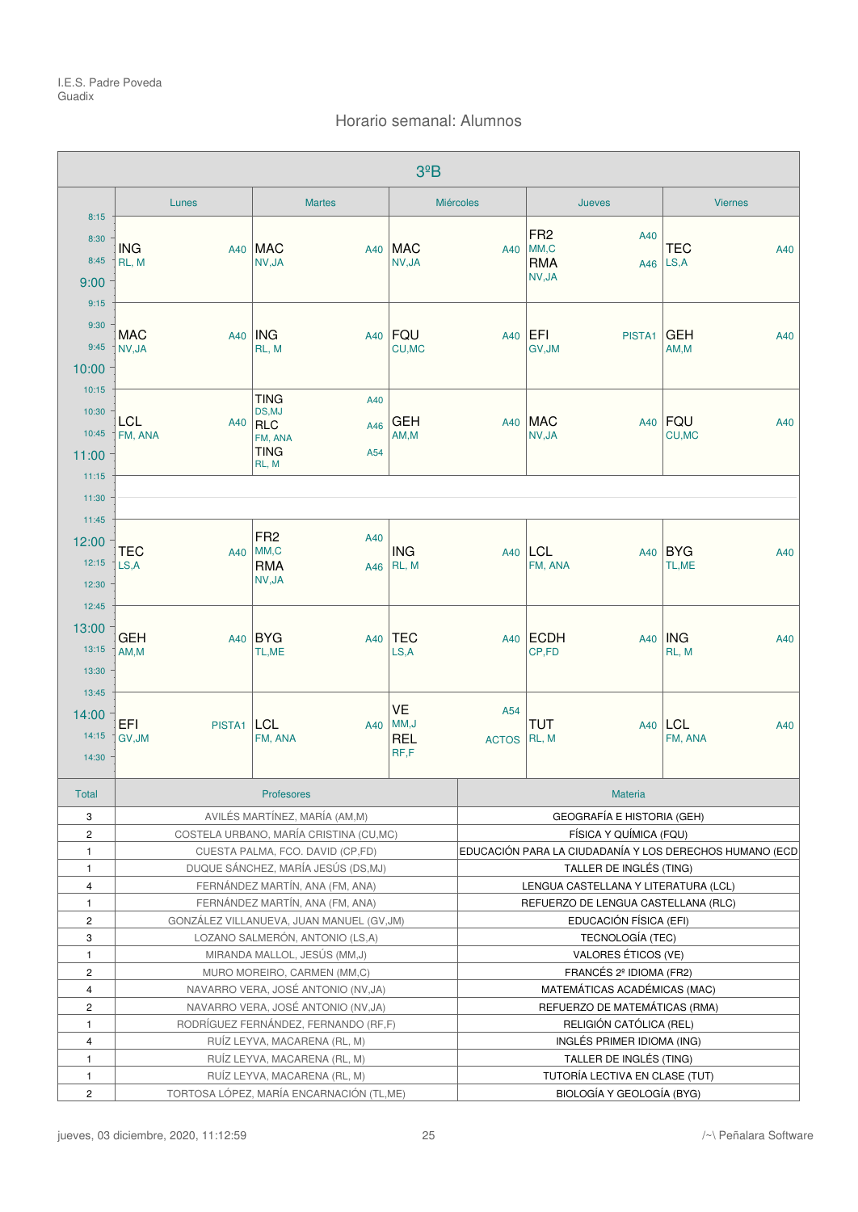I.E.S. Padre Poveda
Guadix

## Horario semanal: Alumnos

### 3ºB

| Hora | Lunes | Martes | Miércoles | Jueves | Viernes |
|---|---|---|---|---|---|
| 8:15 - 9:15 | ING A40<br>RL, M | MAC A40<br>NV,JA | MAC A40<br>NV,JA | FR2 A40<br>MM,C<br>RMA A46<br>NV,JA | TEC A40<br>LS,A |
| 9:15 - 10:15 | MAC A40<br>NV,JA | ING A40<br>RL, M | FQU A40<br>CU,MC | EFI PISTA1<br>GV,JM | GEH A40<br>AM,M |
| 10:15 - 11:15 | LCL A40<br>FM, ANA | TING A40<br>DS,MJ<br>RLC A46<br>FM, ANA<br>TING A54<br>RL, M | GEH A40<br>AM,M | MAC A40<br>NV,JA | FQU A40<br>CU,MC |
| 11:15 - 11:45 | | | | | |
| 11:45 - 12:45 | TEC A40<br>LS,A | FR2 A40<br>MM,C<br>RMA A46<br>NV,JA | ING A40<br>RL, M | LCL A40<br>FM, ANA | BYG A40<br>TL,ME |
| 12:45 - 13:45 | GEH A40<br>AM,M | BYG A40<br>TL,ME | TEC A40<br>LS,A | ECDH A40<br>CP,FD | ING A40<br>RL, M |
| 13:45 - 14:45 | EFI PISTA1<br>GV,JM | LCL A40<br>FM, ANA | VE A54<br>MM,J<br>REL ACTOS<br>RF,F | TUT A40<br>RL, M | LCL A40<br>FM, ANA |

| Total | Profesores | Materia |
|---|---|---|
| 3 | AVILÉS MARTÍNEZ, MARÍA (AM,M) | GEOGRAFÍA E HISTORIA (GEH) |
| 2 | COSTELA URBANO, MARÍA CRISTINA (CU,MC) | FÍSICA Y QUÍMICA (FQU) |
| 1 | CUESTA PALMA, FCO. DAVID (CP,FD) | EDUCACIÓN PARA LA CIUDADANÍA Y LOS DERECHOS HUMANO (ECD |
| 1 | DUQUE SÁNCHEZ, MARÍA JESÚS (DS,MJ) | TALLER DE INGLÉS (TING) |
| 4 | FERNÁNDEZ MARTÍN, ANA (FM, ANA) | LENGUA CASTELLANA Y LITERATURA (LCL) |
| 1 | FERNÁNDEZ MARTÍN, ANA (FM, ANA) | REFUERZO DE LENGUA CASTELLANA (RLC) |
| 2 | GONZÁLEZ VILLANUEVA, JUAN MANUEL (GV,JM) | EDUCACIÓN FÍSICA (EFI) |
| 3 | LOZANO SALMERÓN, ANTONIO (LS,A) | TECNOLOGÍA (TEC) |
| 1 | MIRANDA MALLOL, JESÚS (MM,J) | VALORES ÉTICOS (VE) |
| 2 | MURO MOREIRO, CARMEN (MM,C) | FRANCÉS 2º IDIOMA (FR2) |
| 4 | NAVARRO VERA, JOSÉ ANTONIO (NV,JA) | MATEMÁTICAS ACADÉMICAS (MAC) |
| 2 | NAVARRO VERA, JOSÉ ANTONIO (NV,JA) | REFUERZO DE MATEMÁTICAS (RMA) |
| 1 | RODRÍGUEZ FERNÁNDEZ, FERNANDO (RF,F) | RELIGIÓN CATÓLICA (REL) |
| 4 | RUÍZ LEYVA, MACARENA (RL, M) | INGLÉS PRIMER IDIOMA (ING) |
| 1 | RUÍZ LEYVA, MACARENA (RL, M) | TALLER DE INGLÉS (TING) |
| 1 | RUÍZ LEYVA, MACARENA (RL, M) | TUTORÍA LECTIVA EN CLASE (TUT) |
| 2 | TORTOSA LÓPEZ, MARÍA ENCARNACIÓN (TL,ME) | BIOLOGÍA Y GEOLOGÍA (BYG) |

jueves, 03 diciembre, 2020, 11:12:59 — /~\ Peñalara Software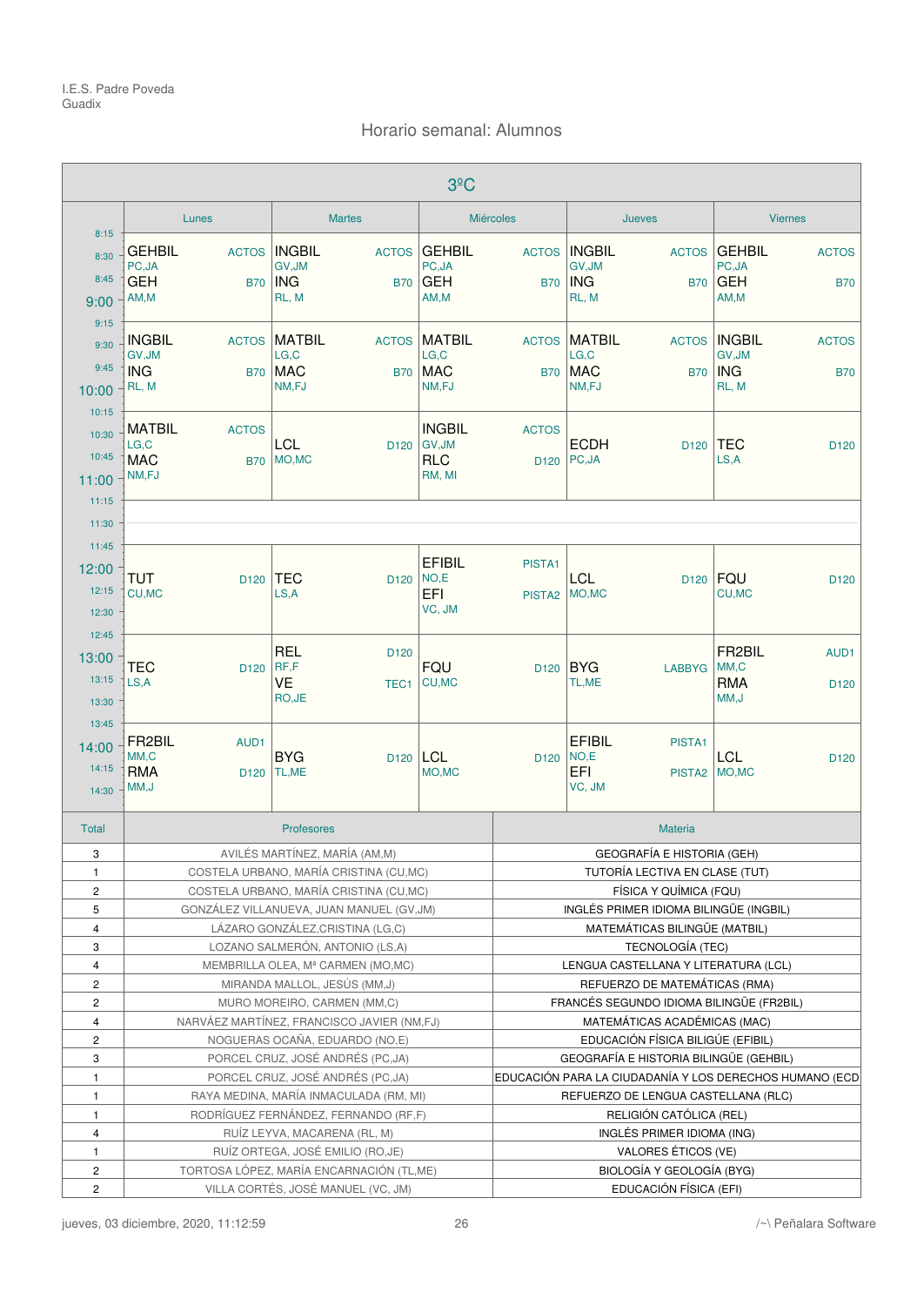I.E.S. Padre Poveda
Guadix

## Horario semanal: Alumnos

### 3ºC

| Hora | Lunes | Martes | Miércoles | Jueves | Viernes |
|---|---|---|---|---|---|
| 8:15 - 9:15 | GEHBIL ACTOS PC,JA / GEH B70 AM,M | INGBIL ACTOS GV,JM / ING B70 RL, M | GEHBIL ACTOS PC,JA / GEH B70 AM,M | INGBIL ACTOS GV,JM / ING B70 RL, M | GEHBIL ACTOS PC,JA / GEH B70 AM,M |
| 9:15 - 10:15 | INGBIL ACTOS GV,JM / ING B70 RL, M | MATBIL ACTOS LG,C / MAC B70 NM,FJ | MATBIL ACTOS LG,C / MAC B70 NM,FJ | MATBIL ACTOS LG,C / MAC B70 NM,FJ | INGBIL ACTOS GV,JM / ING B70 RL, M |
| 10:15 - 11:15 | MATBIL ACTOS LG,C / MAC B70 NM,FJ | LCL D120 MO,MC | INGBIL ACTOS GV,JM / RLC D120 RM, MI | ECDH D120 PC,JA | TEC D120 LS,A |
| 11:15 - 11:45 | | | | | |
| 11:45 - 12:45 | TUT D120 CU,MC | TEC D120 LS,A | EFIBIL PISTA1 NO,E / EFI PISTA2 VC, JM | LCL D120 MO,MC | FQU D120 CU,MC |
| 12:45 - 13:45 | TEC D120 LS,A | REL D120 RF,F / VE TEC1 RO,JE | FQU D120 CU,MC | BYG LABBYG TL,ME | FR2BIL AUD1 MM,C / RMA D120 MM,J |
| 13:45 - 14:45 | FR2BIL AUD1 MM,C / RMA D120 MM,J | BYG D120 TL,ME | LCL D120 MO,MC | EFIBIL PISTA1 NO,E / EFI PISTA2 VC, JM | LCL D120 MO,MC |

| Total | Profesores | Materia |
|---|---|---|
| 3 | AVILÉS MARTÍNEZ, MARÍA (AM,M) | GEOGRAFÍA E HISTORIA (GEH) |
| 1 | COSTELA URBANO, MARÍA CRISTINA (CU,MC) | TUTORÍA LECTIVA EN CLASE (TUT) |
| 2 | COSTELA URBANO, MARÍA CRISTINA (CU,MC) | FÍSICA Y QUÍMICA (FQU) |
| 5 | GONZÁLEZ VILLANUEVA, JUAN MANUEL (GV,JM) | INGLÉS PRIMER IDIOMA BILINGÜE (INGBIL) |
| 4 | LÁZARO GONZÁLEZ,CRISTINA (LG,C) | MATEMÁTICAS BILINGÜE (MATBIL) |
| 3 | LOZANO SALMERÓN, ANTONIO (LS,A) | TECNOLOGÍA (TEC) |
| 4 | MEMBRILLA OLEA, Mª CARMEN (MO,MC) | LENGUA CASTELLANA Y LITERATURA (LCL) |
| 2 | MIRANDA MALLOL, JESÚS (MM,J) | REFUERZO DE MATEMÁTICAS (RMA) |
| 2 | MURO MOREIRO, CARMEN (MM,C) | FRANCÉS SEGUNDO IDIOMA BILINGÜE (FR2BIL) |
| 4 | NARVÁEZ MARTÍNEZ, FRANCISCO JAVIER (NM,FJ) | MATEMÁTICAS ACADÉMICAS (MAC) |
| 2 | NOGUERAS OCAÑA, EDUARDO (NO,E) | EDUCACIÓN FÍSICA BILIGÜE (EFIBIL) |
| 3 | PORCEL CRUZ, JOSÉ ANDRÉS (PC,JA) | GEOGRAFÍA E HISTORIA BILINGÜE (GEHBIL) |
| 1 | PORCEL CRUZ, JOSÉ ANDRÉS (PC,JA) | EDUCACIÓN PARA LA CIUDADANÍA Y LOS DERECHOS HUMANO (ECD |
| 1 | RAYA MEDINA, MARÍA INMACULADA (RM, MI) | REFUERZO DE LENGUA CASTELLANA (RLC) |
| 1 | RODRÍGUEZ FERNÁNDEZ, FERNANDO (RF,F) | RELIGIÓN CATÓLICA (REL) |
| 4 | RUÍZ LEYVA, MACARENA (RL, M) | INGLÉS PRIMER IDIOMA (ING) |
| 1 | RUÍZ ORTEGA, JOSÉ EMILIO (RO,JE) | VALORES ÉTICOS (VE) |
| 2 | TORTOSA LÓPEZ, MARÍA ENCARNACIÓN (TL,ME) | BIOLOGÍA Y GEOLOGÍA (BYG) |
| 2 | VILLA CORTÉS, JOSÉ MANUEL (VC, JM) | EDUCACIÓN FÍSICA (EFI) |

jueves, 03 diciembre, 2020, 11:12:59 — /~\ Peñalara Software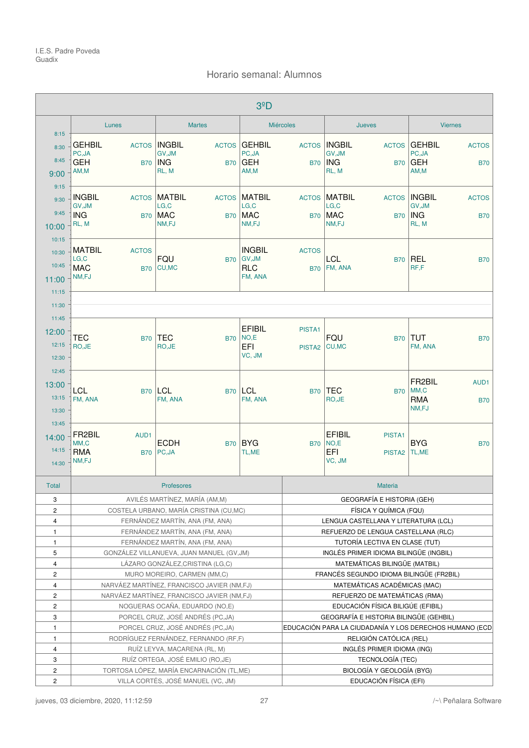I.E.S. Padre Poveda
Guadix

## Horario semanal: Alumnos

### 3ºD

| | Lunes | Martes | Miércoles | Jueves | Viernes |
|---|---|---|---|---|---|
| 8:15 – 9:15 | GEHBIL (PC,JA) ACTOS / GEH (AM,M) B70 | INGBIL (GV,JM) ACTOS / ING (RL, M) B70 | GEHBIL (PC,JA) ACTOS / GEH (AM,M) B70 | INGBIL (GV,JM) ACTOS / ING (RL, M) B70 | GEHBIL (PC,JA) ACTOS / GEH (AM,M) B70 |
| 9:15 – 10:15 | INGBIL (GV,JM) ACTOS / ING (RL, M) B70 | MATBIL (LG,C) ACTOS / MAC (NM,FJ) B70 | MATBIL (LG,C) ACTOS / MAC (NM,FJ) B70 | MATBIL (LG,C) ACTOS / MAC (NM,FJ) B70 | INGBIL (GV,JM) ACTOS / ING (RL, M) B70 |
| 10:15 – 11:15 | MATBIL (LG,C) ACTOS / MAC (NM,FJ) B70 | FQU (CU,MC) B70 | INGBIL (GV,JM) ACTOS / RLC (FM, ANA) B70 | LCL (FM, ANA) B70 | REL (RF,F) B70 |
| 11:15 – 11:45 | | | | | |
| 11:45 – 12:45 | TEC (RO,JE) B70 | TEC (RO,JE) B70 | EFIBIL (NO,E) PISTA1 / EFI (VC, JM) PISTA2 | FQU (CU,MC) B70 | TUT (FM, ANA) B70 |
| 12:45 – 13:45 | LCL (FM, ANA) B70 | LCL (FM, ANA) B70 | LCL (FM, ANA) B70 | TEC (RO,JE) B70 | FR2BIL (MM,C) AUD1 / RMA (NM,FJ) B70 |
| 13:45 – 14:45 | FR2BIL (MM,C) AUD1 / RMA (NM,FJ) B70 | ECDH (PC,JA) B70 | BYG (TL,ME) B70 | EFIBIL (NO,E) PISTA1 / EFI (VC, JM) PISTA2 | BYG (TL,ME) B70 |

| Total | Profesores | Materia |
|---|---|---|
| 3 | AVILÉS MARTÍNEZ, MARÍA (AM,M) | GEOGRAFÍA E HISTORIA (GEH) |
| 2 | COSTELA URBANO, MARÍA CRISTINA (CU,MC) | FÍSICA Y QUÍMICA (FQU) |
| 4 | FERNÁNDEZ MARTÍN, ANA (FM, ANA) | LENGUA CASTELLANA Y LITERATURA (LCL) |
| 1 | FERNÁNDEZ MARTÍN, ANA (FM, ANA) | REFUERZO DE LENGUA CASTELLANA (RLC) |
| 1 | FERNÁNDEZ MARTÍN, ANA (FM, ANA) | TUTORÍA LECTIVA EN CLASE (TUT) |
| 5 | GONZÁLEZ VILLANUEVA, JUAN MANUEL (GV,JM) | INGLÉS PRIMER IDIOMA BILINGÜE (INGBIL) |
| 4 | LÁZARO GONZÁLEZ,CRISTINA (LG,C) | MATEMÁTICAS BILINGÜE (MATBIL) |
| 2 | MURO MOREIRO, CARMEN (MM,C) | FRANCÉS SEGUNDO IDIOMA BILINGÜE (FR2BIL) |
| 4 | NARVÁEZ MARTÍNEZ, FRANCISCO JAVIER (NM,FJ) | MATEMÁTICAS ACADÉMICAS (MAC) |
| 2 | NARVÁEZ MARTÍNEZ, FRANCISCO JAVIER (NM,FJ) | REFUERZO DE MATEMÁTICAS (RMA) |
| 2 | NOGUERAS OCAÑA, EDUARDO (NO,E) | EDUCACIÓN FÍSICA BILIGÜE (EFIBIL) |
| 3 | PORCEL CRUZ, JOSÉ ANDRÉS (PC,JA) | GEOGRAFÍA E HISTORIA BILINGÜE (GEHBIL) |
| 1 | PORCEL CRUZ, JOSÉ ANDRÉS (PC,JA) | EDUCACIÓN PARA LA CIUDADANÍA Y LOS DERECHOS HUMANO (ECD |
| 1 | RODRÍGUEZ FERNÁNDEZ, FERNANDO (RF,F) | RELIGIÓN CATÓLICA (REL) |
| 4 | RUÍZ LEYVA, MACARENA (RL, M) | INGLÉS PRIMER IDIOMA (ING) |
| 3 | RUÍZ ORTEGA, JOSÉ EMILIO (RO,JE) | TECNOLOGÍA (TEC) |
| 2 | TORTOSA LÓPEZ, MARÍA ENCARNACIÓN (TL,ME) | BIOLOGÍA Y GEOLOGÍA (BYG) |
| 2 | VILLA CORTÉS, JOSÉ MANUEL (VC, JM) | EDUCACIÓN FÍSICA (EFI) |

jueves, 03 diciembre, 2020, 11:12:59 — /~\ Peñalara Software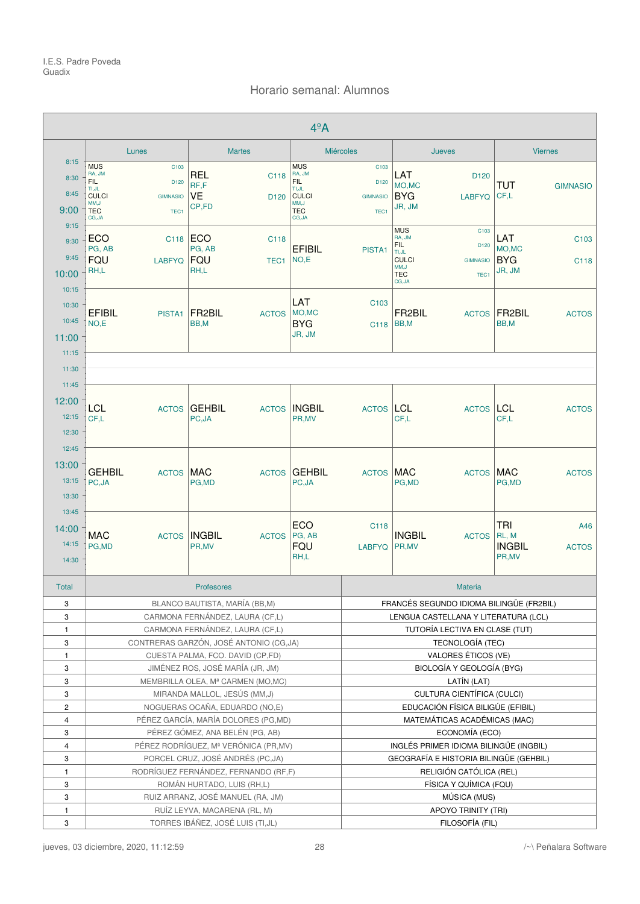I.E.S. Padre Poveda
Guadix

## Horario semanal: Alumnos

### 4ºA

| Hora | Lunes | Martes | Miércoles | Jueves | Viernes |
|---|---|---|---|---|---|
| 8:15 - 9:15 | MUS C103 RA, JM / FIL D120 TI,JL / CULCI GIMNASIO MM,J / TEC TEC1 CG,JA | REL C118 RF,F / VE D120 CP,FD | MUS C103 RA, JM / FIL D120 TI,JL / CULCI GIMNASIO MM,J / TEC TEC1 CG,JA | LAT D120 MO,MC / BYG LABFYQ JR, JM | TUT GIMNASIO CF,L |
| 9:15 - 10:15 | ECO C118 PG, AB / FQU LABFYQ RH,L | ECO C118 PG, AB / FQU TEC1 RH,L | EFIBIL PISTA1 NO,E | MUS C103 RA, JM / FIL D120 TI,JL / CULCI GIMNASIO MM,J / TEC TEC1 CG,JA | LAT C103 MO,MC / BYG C118 JR, JM |
| 10:15 - 11:15 | EFIBIL PISTA1 NO,E | FR2BIL ACTOS BB,M | LAT C103 MO,MC / BYG C118 JR, JM | FR2BIL ACTOS BB,M | FR2BIL ACTOS BB,M |
| 11:15 - 11:45 | | | | | |
| 11:45 - 12:45 | LCL ACTOS CF,L | GEHBIL ACTOS PC,JA | INGBIL ACTOS PR,MV | LCL ACTOS CF,L | LCL ACTOS CF,L |
| 12:45 - 13:45 | GEHBIL ACTOS PC,JA | MAC ACTOS PG,MD | GEHBIL ACTOS PC,JA | MAC ACTOS PG,MD | MAC ACTOS PG,MD |
| 13:45 - 14:45 | MAC ACTOS PG,MD | INGBIL ACTOS PR,MV | ECO C118 PG, AB / FQU LABFYQ RH,L | INGBIL ACTOS PR,MV | TRI A46 RL, M / INGBIL ACTOS PR,MV |

| Total | Profesores | Materia |
|---|---|---|
| 3 | BLANCO BAUTISTA, MARÍA (BB,M) | FRANCÉS SEGUNDO IDIOMA BILINGÜE (FR2BIL) |
| 3 | CARMONA FERNÁNDEZ, LAURA (CF,L) | LENGUA CASTELLANA Y LITERATURA (LCL) |
| 1 | CARMONA FERNÁNDEZ, LAURA (CF,L) | TUTORÍA LECTIVA EN CLASE (TUT) |
| 3 | CONTRERAS GARZÓN, JOSÉ ANTONIO (CG,JA) | TECNOLOGÍA (TEC) |
| 1 | CUESTA PALMA, FCO. DAVID (CP,FD) | VALORES ÉTICOS (VE) |
| 3 | JIMÉNEZ ROS, JOSÉ MARÍA (JR, JM) | BIOLOGÍA Y GEOLOGÍA (BYG) |
| 3 | MEMBRILLA OLEA, Mª CARMEN (MO,MC) | LATÍN (LAT) |
| 3 | MIRANDA MALLOL, JESÚS (MM,J) | CULTURA CIENTÍFICA (CULCI) |
| 2 | NOGUERAS OCAÑA, EDUARDO (NO,E) | EDUCACIÓN FÍSICA BILIGÜE (EFIBIL) |
| 4 | PÉREZ GARCÍA, MARÍA DOLORES (PG,MD) | MATEMÁTICAS ACADÉMICAS (MAC) |
| 3 | PÉREZ GÓMEZ, ANA BELÉN (PG, AB) | ECONOMÍA (ECO) |
| 4 | PÉREZ RODRÍGUEZ, Mª VERÓNICA (PR,MV) | INGLÉS PRIMER IDIOMA BILINGÜE (INGBIL) |
| 3 | PORCEL CRUZ, JOSÉ ANDRÉS (PC,JA) | GEOGRAFÍA E HISTORIA BILINGÜE (GEHBIL) |
| 1 | RODRÍGUEZ FERNÁNDEZ, FERNANDO (RF,F) | RELIGIÓN CATÓLICA (REL) |
| 3 | ROMÁN HURTADO, LUIS (RH,L) | FÍSICA Y QUÍMICA (FQU) |
| 3 | RUIZ ARRANZ, JOSÉ MANUEL (RA, JM) | MÚSICA (MUS) |
| 1 | RUÍZ LEYVA, MACARENA (RL, M) | APOYO TRINITY (TRI) |
| 3 | TORRES IBÁÑEZ, JOSÉ LUIS (TI,JL) | FILOSOFÍA (FIL) |

jueves, 03 diciembre, 2020, 11:12:59 — /~\ Peñalara Software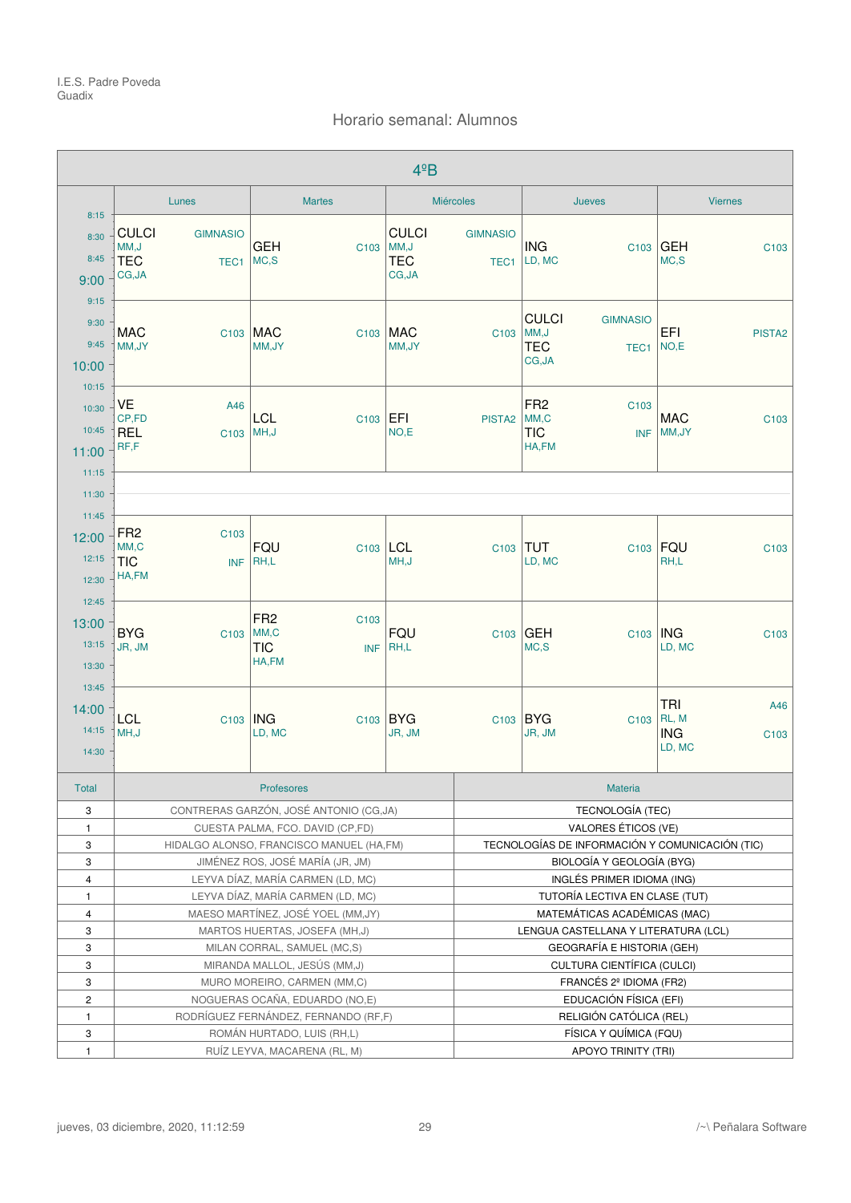I.E.S. Padre Poveda
Guadix

## Horario semanal: Alumnos

### 4ºB

| | Lunes | Martes | Miércoles | Jueves | Viernes |
|---|---|---|---|---|---|
| 8:15 - 9:15 | CULCI GIMNASIO MM,J<br>TEC TEC1 CG,JA | GEH C103 MC,S | CULCI GIMNASIO MM,J<br>TEC TEC1 CG,JA | ING C103 LD, MC | GEH C103 MC,S |
| 9:15 - 10:15 | MAC C103 MM,JY | MAC C103 MM,JY | MAC C103 MM,JY | CULCI GIMNASIO MM,J<br>TEC TEC1 CG,JA | EFI PISTA2 NO,E |
| 10:15 - 11:15 | VE A46 CP,FD<br>REL C103 RF,F | LCL C103 MH,J | EFI PISTA2 NO,E | FR2 C103 MM,C<br>TIC INF HA,FM | MAC C103 MM,JY |
| 11:15 - 11:45 | | | | | |
| 11:45 - 12:45 | FR2 C103 MM,C<br>TIC INF HA,FM | FQU C103 RH,L | LCL C103 MH,J | TUT C103 LD, MC | FQU C103 RH,L |
| 12:45 - 13:45 | BYG C103 JR, JM | FR2 C103 MM,C<br>TIC INF HA,FM | FQU C103 RH,L | GEH C103 MC,S | ING C103 LD, MC |
| 13:45 - 14:45 | LCL C103 MH,J | ING C103 LD, MC | BYG C103 JR, JM | BYG C103 JR, JM | TRI A46 RL, M<br>ING C103 LD, MC |

| Total | Profesores | Materia |
|---|---|---|
| 3 | CONTRERAS GARZÓN, JOSÉ ANTONIO (CG,JA) | TECNOLOGÍA (TEC) |
| 1 | CUESTA PALMA, FCO. DAVID (CP,FD) | VALORES ÉTICOS (VE) |
| 3 | HIDALGO ALONSO, FRANCISCO MANUEL (HA,FM) | TECNOLOGÍAS DE INFORMACIÓN Y COMUNICACIÓN (TIC) |
| 3 | JIMÉNEZ ROS, JOSÉ MARÍA (JR, JM) | BIOLOGÍA Y GEOLOGÍA (BYG) |
| 4 | LEYVA DÍAZ, MARÍA CARMEN (LD, MC) | INGLÉS PRIMER IDIOMA (ING) |
| 1 | LEYVA DÍAZ, MARÍA CARMEN (LD, MC) | TUTORÍA LECTIVA EN CLASE (TUT) |
| 4 | MAESO MARTÍNEZ, JOSÉ YOEL (MM,JY) | MATEMÁTICAS ACADÉMICAS (MAC) |
| 3 | MARTOS HUERTAS, JOSEFA (MH,J) | LENGUA CASTELLANA Y LITERATURA (LCL) |
| 3 | MILAN CORRAL, SAMUEL (MC,S) | GEOGRAFÍA E HISTORIA (GEH) |
| 3 | MIRANDA MALLOL, JESÚS (MM,J) | CULTURA CIENTÍFICA (CULCI) |
| 3 | MURO MOREIRO, CARMEN (MM,C) | FRANCÉS 2º IDIOMA (FR2) |
| 2 | NOGUERAS OCAÑA, EDUARDO (NO,E) | EDUCACIÓN FÍSICA (EFI) |
| 1 | RODRÍGUEZ FERNÁNDEZ, FERNANDO (RF,F) | RELIGIÓN CATÓLICA (REL) |
| 3 | ROMÁN HURTADO, LUIS (RH,L) | FÍSICA Y QUÍMICA (FQU) |
| 1 | RUÍZ LEYVA, MACARENA (RL, M) | APOYO TRINITY (TRI) |

jueves, 03 diciembre, 2020, 11:12:59 — /~\ Peñalara Software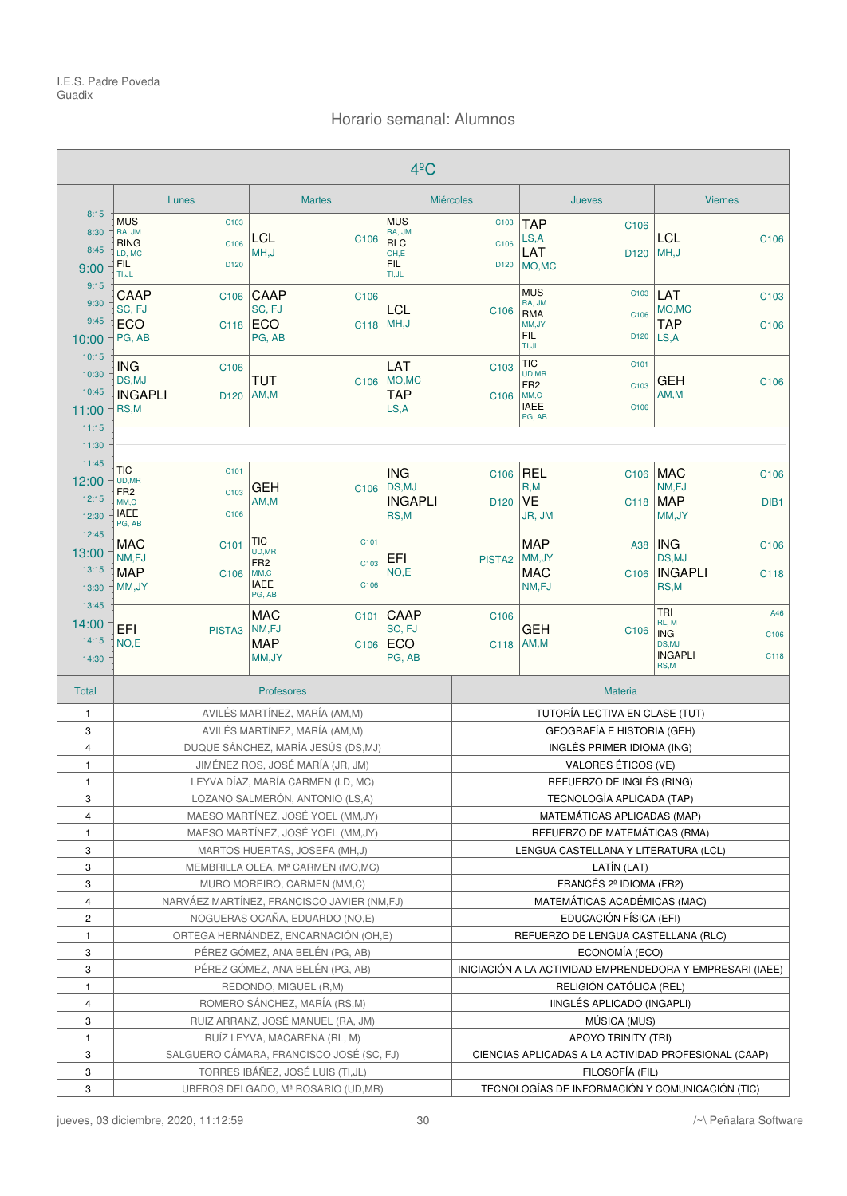I.E.S. Padre Poveda
Guadix

## Horario semanal: Alumnos

### 4ºC

| | Lunes | Martes | Miércoles | Jueves | Viernes |
|---|---|---|---|---|---|
| 8:15 - 9:15 | MUS C103 RA, JM<br>RING C106 LD, MC<br>FIL D120 TI,JL | LCL C106 MH,J | MUS C103 RA, JM<br>RLC C106 OH,E<br>FIL D120 TI,JL | TAP C106 LS,A<br>LAT D120 MO,MC | LCL C106 MH,J |
| 9:15 - 10:15 | CAAP C106 SC, FJ<br>ECO C118 PG, AB | CAAP C106 SC, FJ<br>ECO C118 PG, AB | LCL C106 MH,J | MUS C103 RA, JM<br>RMA C106 MM,JY<br>FIL D120 TI,JL | LAT C103 MO,MC<br>TAP C106 LS,A |
| 10:15 - 11:15 | ING C106 DS,MJ<br>INGAPLI D120 RS,M | TUT C106 AM,M | LAT C103 MO,MC<br>TAP C106 LS,A | TIC C101 UD,MR<br>FR2 C103 MM,C<br>IAEE C106 PG, AB | GEH C106 AM,M |
| 11:15 - 11:45 | | | | | |
| 11:45 - 12:45 | TIC C101 UD,MR<br>FR2 C103 MM,C<br>IAEE C106 PG, AB | GEH C106 AM,M | ING C106 DS,MJ<br>INGAPLI D120 RS,M | REL C106 R,M<br>VE C118 JR, JM | MAC C106 NM,FJ<br>MAP DIB1 MM,JY |
| 12:45 - 13:45 | MAC C101 NM,FJ<br>MAP C106 MM,JY | TIC C101 UD,MR<br>FR2 C103 MM,C<br>IAEE C106 PG, AB | EFI PISTA2 NO,E | MAP A38 MM,JY<br>MAC C106 NM,FJ | ING C106 DS,MJ<br>INGAPLI C118 RS,M |
| 13:45 - 14:45 | EFI PISTA3 NO,E | MAC C101 NM,FJ<br>MAP C106 MM,JY | CAAP C106 SC, FJ<br>ECO C118 PG, AB | GEH C106 AM,M | TRI A46 RL, M<br>ING C106 DS,MJ<br>INGAPLI C118 RS,M |

| Total | Profesores | Materia |
|---|---|---|
| 1 | AVILÉS MARTÍNEZ, MARÍA (AM,M) | TUTORÍA LECTIVA EN CLASE (TUT) |
| 3 | AVILÉS MARTÍNEZ, MARÍA (AM,M) | GEOGRAFÍA E HISTORIA (GEH) |
| 4 | DUQUE SÁNCHEZ, MARÍA JESÚS (DS,MJ) | INGLÉS PRIMER IDIOMA (ING) |
| 1 | JIMÉNEZ ROS, JOSÉ MARÍA (JR, JM) | VALORES ÉTICOS (VE) |
| 1 | LEYVA DÍAZ, MARÍA CARMEN (LD, MC) | REFUERZO DE INGLÉS (RING) |
| 3 | LOZANO SALMERÓN, ANTONIO (LS,A) | TECNOLOGÍA APLICADA (TAP) |
| 4 | MAESO MARTÍNEZ, JOSÉ YOEL (MM,JY) | MATEMÁTICAS APLICADAS (MAP) |
| 1 | MAESO MARTÍNEZ, JOSÉ YOEL (MM,JY) | REFUERZO DE MATEMÁTICAS (RMA) |
| 3 | MARTOS HUERTAS, JOSEFA (MH,J) | LENGUA CASTELLANA Y LITERATURA (LCL) |
| 3 | MEMBRILLA OLEA, Mª CARMEN (MO,MC) | LATÍN (LAT) |
| 3 | MURO MOREIRO, CARMEN (MM,C) | FRANCÉS 2º IDIOMA (FR2) |
| 4 | NARVÁEZ MARTÍNEZ, FRANCISCO JAVIER (NM,FJ) | MATEMÁTICAS ACADÉMICAS (MAC) |
| 2 | NOGUERAS OCAÑA, EDUARDO (NO,E) | EDUCACIÓN FÍSICA (EFI) |
| 1 | ORTEGA HERNÁNDEZ, ENCARNACIÓN (OH,E) | REFUERZO DE LENGUA CASTELLANA (RLC) |
| 3 | PÉREZ GÓMEZ, ANA BELÉN (PG, AB) | ECONOMÍA (ECO) |
| 3 | PÉREZ GÓMEZ, ANA BELÉN (PG, AB) | INICIACIÓN A LA ACTIVIDAD EMPRENDEDORA Y EMPRESARI (IAEE) |
| 1 | REDONDO, MIGUEL (R,M) | RELIGIÓN CATÓLICA (REL) |
| 4 | ROMERO SÁNCHEZ, MARÍA (RS,M) | IINGLÉS APLICADO (INGAPLI) |
| 3 | RUIZ ARRANZ, JOSÉ MANUEL (RA, JM) | MÚSICA (MUS) |
| 1 | RUÍZ LEYVA, MACARENA (RL, M) | APOYO TRINITY (TRI) |
| 3 | SALGUERO CÁMARA, FRANCISCO JOSÉ (SC, FJ) | CIENCIAS APLICADAS A LA ACTIVIDAD PROFESIONAL (CAAP) |
| 3 | TORRES IBÁÑEZ, JOSÉ LUIS (TI,JL) | FILOSOFÍA (FIL) |
| 3 | UBEROS DELGADO, Mª ROSARIO (UD,MR) | TECNOLOGÍAS DE INFORMACIÓN Y COMUNICACIÓN (TIC) |

jueves, 03 diciembre, 2020, 11:12:59 — /~\ Peñalara Software